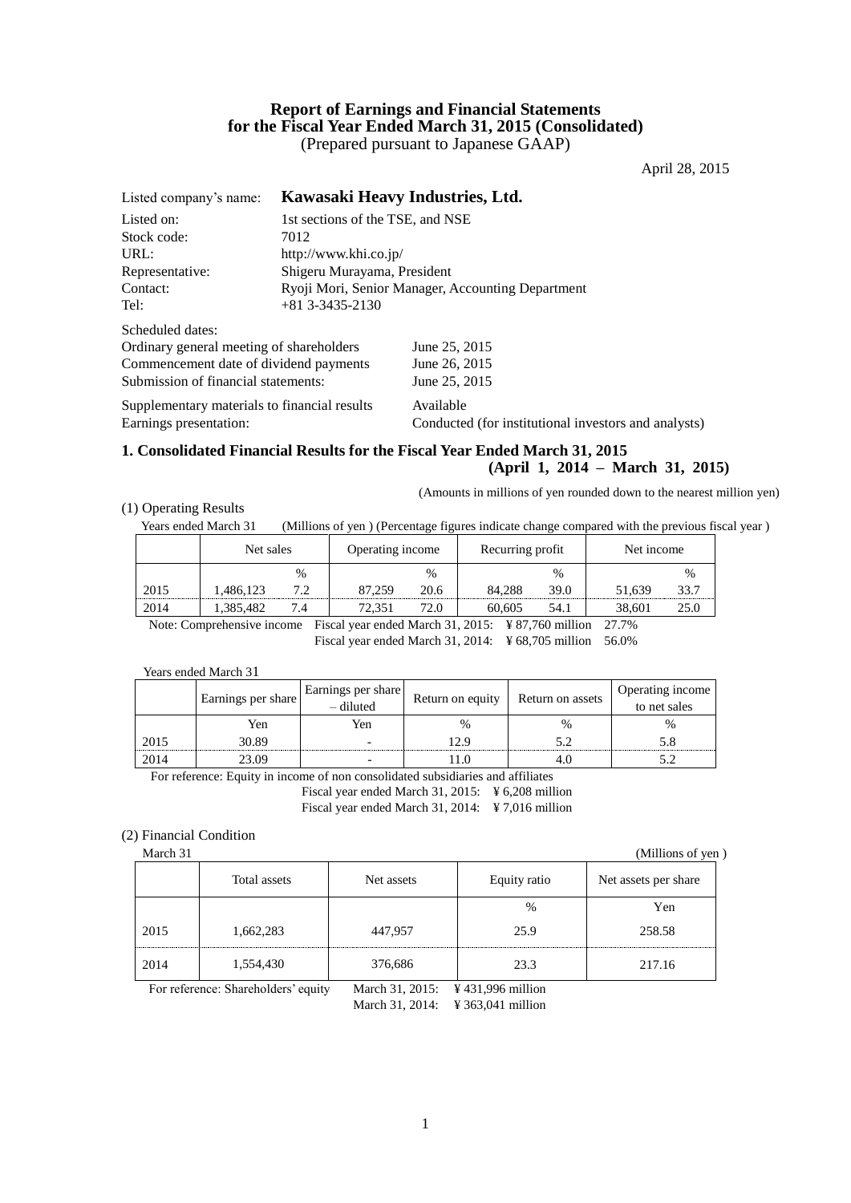# Report of Earnings and Financial Statements for the Fiscal Year Ended March 31, 2015 (Consolidated)

(Prepared pursuant to Japanese GAAP)

April 28, 2015

Listed company's name: **Kawasaki Heavy Industries, Ltd.**

Listed on: 1st sections of the TSE, and NSE
Stock code: 7012
URL: http://www.khi.co.jp/
Representative: Shigeru Murayama, President
Contact: Ryoji Mori, Senior Manager, Accounting Department
Tel: +81 3-3435-2130

Scheduled dates:
Ordinary general meeting of shareholders: June 25, 2015
Commencement date of dividend payments: June 26, 2015
Submission of financial statements: June 25, 2015

Supplementary materials to financial results: Available
Earnings presentation: Conducted (for institutional investors and analysts)

## 1. Consolidated Financial Results for the Fiscal Year Ended March 31, 2015 (April 1, 2014 – March 31, 2015)

(Amounts in millions of yen rounded down to the nearest million yen)

(1) Operating Results

Years ended March 31 (Millions of yen ) (Percentage figures indicate change compared with the previous fiscal year )

| | Net sales | | Operating income | | Recurring profit | | Net income | |
|---|---|---|---|---|---|---|---|---|
| | | % | | % | | % | | % |
| 2015 | 1,486,123 | 7.2 | 87,259 | 20.6 | 84,288 | 39.0 | 51,639 | 33.7 |
| 2014 | 1,385,482 | 7.4 | 72,351 | 72.0 | 60,605 | 54.1 | 38,601 | 25.0 |

Note: Comprehensive income Fiscal year ended March 31, 2015: ¥ 87,760 million 27.7%
Fiscal year ended March 31, 2014: ¥ 68,705 million 56.0%

Years ended March 31

| | Earnings per share | Earnings per share – diluted | Return on equity | Return on assets | Operating income to net sales |
|---|---|---|---|---|---|
| | Yen | Yen | % | % | % |
| 2015 | 30.89 | - | 12.9 | 5.2 | 5.8 |
| 2014 | 23.09 | - | 11.0 | 4.0 | 5.2 |

For reference: Equity in income of non consolidated subsidiaries and affiliates
Fiscal year ended March 31, 2015: ¥ 6,208 million
Fiscal year ended March 31, 2014: ¥ 7,016 million

(2) Financial Condition

March 31 (Millions of yen )

| | Total assets | Net assets | Equity ratio | Net assets per share |
|---|---|---|---|---|
| | | | % | Yen |
| 2015 | 1,662,283 | 447,957 | 25.9 | 258.58 |
| 2014 | 1,554,430 | 376,686 | 23.3 | 217.16 |

For reference: Shareholders' equity March 31, 2015: ¥ 431,996 million
March 31, 2014: ¥ 363,041 million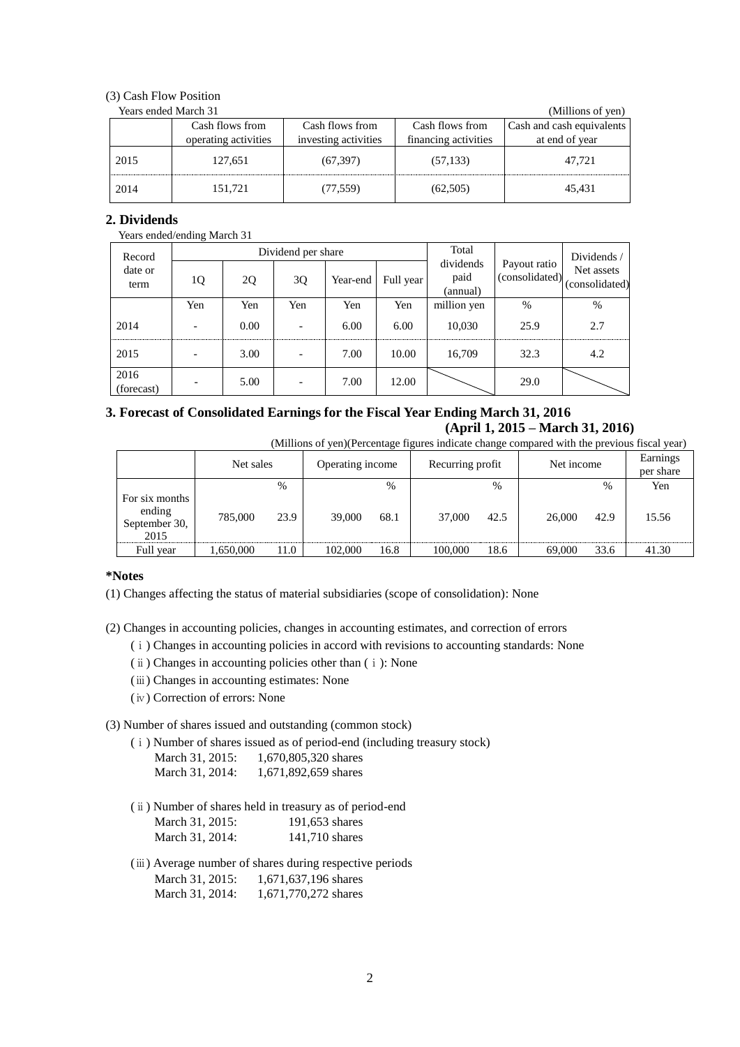(3) Cash Flow Position

Years ended March 31 (Millions of yen)

| | Cash flows from operating activities | Cash flows from investing activities | Cash flows from financing activities | Cash and cash equivalents at end of year |
|---|---|---|---|---|
| 2015 | 127,651 | (67,397) | (57,133) | 47,721 |
| 2014 | 151,721 | (77,559) | (62,505) | 45,431 |

## 2. Dividends

Years ended/ending March 31

| Record date or term | Dividend per share | | | | | Total dividends paid (annual) | Payout ratio (consolidated) | Dividends / Net assets (consolidated) |
|---|---|---|---|---|---|---|---|---|
| | 1Q | 2Q | 3Q | Year-end | Full year | | | |
| | Yen | Yen | Yen | Yen | Yen | million yen | % | % |
| 2014 | - | 0.00 | - | 6.00 | 6.00 | 10,030 | 25.9 | 2.7 |
| 2015 | - | 3.00 | - | 7.00 | 10.00 | 16,709 | 32.3 | 4.2 |
| 2016 (forecast) | - | 5.00 | - | 7.00 | 12.00 | | 29.0 | |

## 3. Forecast of Consolidated Earnings for the Fiscal Year Ending March 31, 2016
### (April 1, 2015 – March 31, 2016)

(Millions of yen)(Percentage figures indicate change compared with the previous fiscal year)

| | Net sales | | Operating income | | Recurring profit | | Net income | | Earnings per share |
|---|---|---|---|---|---|---|---|---|---|
| | | % | | % | | % | | % | Yen |
| For six months ending September 30, 2015 | 785,000 | 23.9 | 39,000 | 68.1 | 37,000 | 42.5 | 26,000 | 42.9 | 15.56 |
| Full year | 1,650,000 | 11.0 | 102,000 | 16.8 | 100,000 | 18.6 | 69,000 | 33.6 | 41.30 |

**\*Notes**

(1) Changes affecting the status of material subsidiaries (scope of consolidation): None

(2) Changes in accounting policies, changes in accounting estimates, and correction of errors

( i ) Changes in accounting policies in accord with revisions to accounting standards: None

( ii ) Changes in accounting policies other than ( i ): None

( iii ) Changes in accounting estimates: None

( iv ) Correction of errors: None

(3) Number of shares issued and outstanding (common stock)

( i ) Number of shares issued as of period-end (including treasury stock)
March 31, 2015: 1,670,805,320 shares
March 31, 2014: 1,671,892,659 shares

( ii ) Number of shares held in treasury as of period-end
March 31, 2015: 191,653 shares
March 31, 2014: 141,710 shares

( iii ) Average number of shares during respective periods
March 31, 2015: 1,671,637,196 shares
March 31, 2014: 1,671,770,272 shares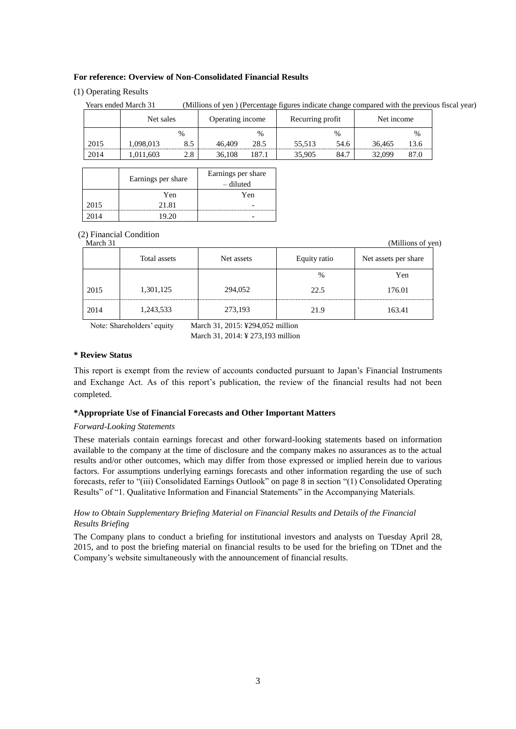**For reference: Overview of Non-Consolidated Financial Results**

(1) Operating Results

Years ended March 31 (Millions of yen ) (Percentage figures indicate change compared with the previous fiscal year)

| | Net sales | | Operating income | | Recurring profit | | Net income | |
|---|---|---|---|---|---|---|---|---|
| | | % | | % | | % | | % |
| 2015 | 1,098,013 | 8.5 | 46,409 | 28.5 | 55,513 | 54.6 | 36,465 | 13.6 |
| 2014 | 1,011,603 | 2.8 | 36,108 | 187.1 | 35,905 | 84.7 | 32,099 | 87.0 |

| | Earnings per share | Earnings per share – diluted |
|---|---|---|
| | Yen | Yen |
| 2015 | 21.81 | - |
| 2014 | 19.20 | - |

(2) Financial Condition

March 31 (Millions of yen)

| | Total assets | Net assets | Equity ratio | Net assets per share |
|---|---|---|---|---|
| | | | % | Yen |
| 2015 | 1,301,125 | 294,052 | 22.5 | 176.01 |
| 2014 | 1,243,533 | 273,193 | 21.9 | 163.41 |

Note: Shareholders' equity March 31, 2015: ¥294,052 million
March 31, 2014: ¥ 273,193 million

**\* Review Status**

This report is exempt from the review of accounts conducted pursuant to Japan's Financial Instruments and Exchange Act. As of this report's publication, the review of the financial results had not been completed.

**\*Appropriate Use of Financial Forecasts and Other Important Matters**

*Forward-Looking Statements*

These materials contain earnings forecast and other forward-looking statements based on information available to the company at the time of disclosure and the company makes no assurances as to the actual results and/or other outcomes, which may differ from those expressed or implied herein due to various factors. For assumptions underlying earnings forecasts and other information regarding the use of such forecasts, refer to "(iii) Consolidated Earnings Outlook" on page 8 in section "(1) Consolidated Operating Results" of "1. Qualitative Information and Financial Statements" in the Accompanying Materials.

*How to Obtain Supplementary Briefing Material on Financial Results and Details of the Financial Results Briefing*

The Company plans to conduct a briefing for institutional investors and analysts on Tuesday April 28, 2015, and to post the briefing material on financial results to be used for the briefing on TDnet and the Company's website simultaneously with the announcement of financial results.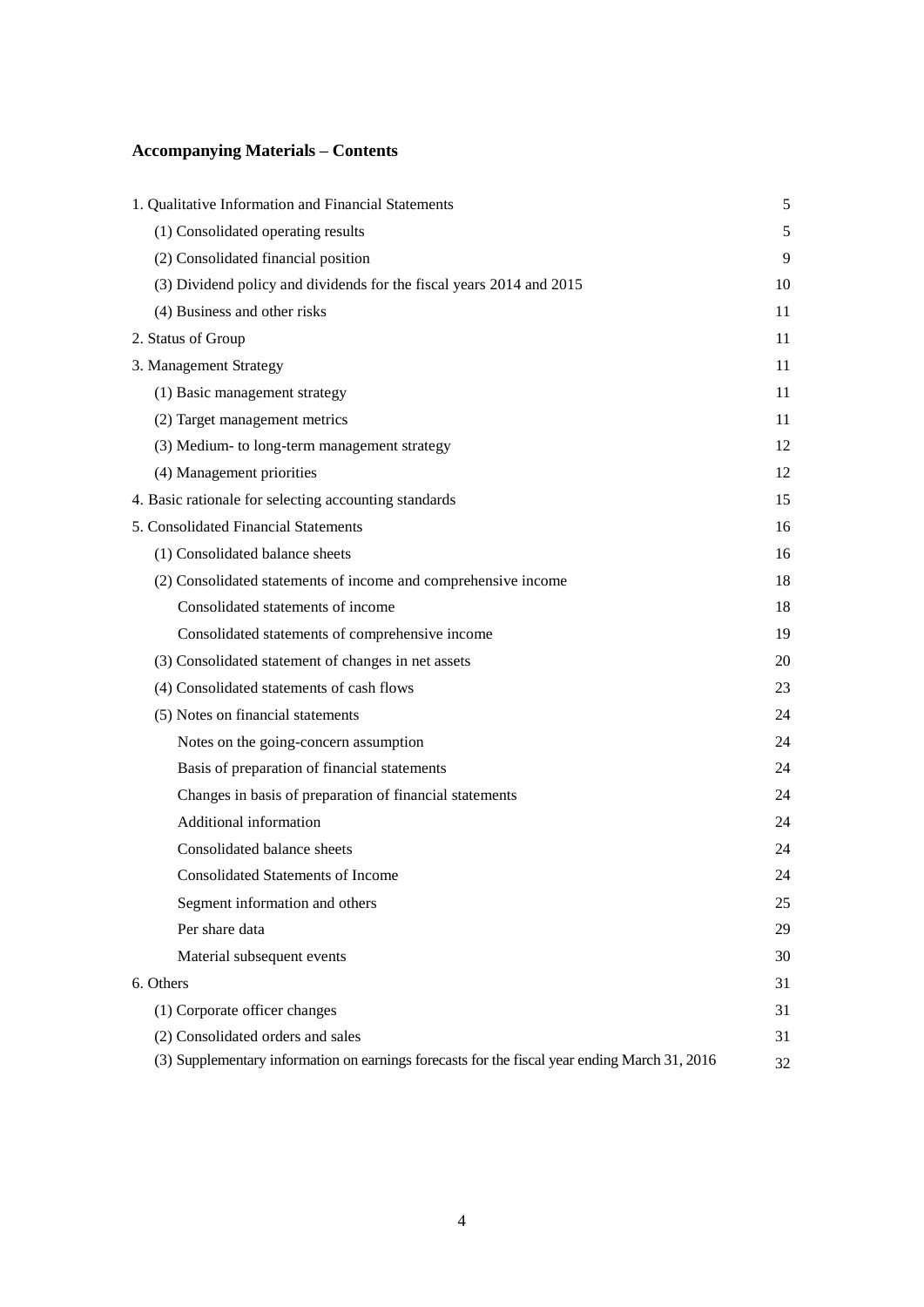## Accompanying Materials – Contents

| | |
|---|---|
| 1. Qualitative Information and Financial Statements | 5 |
| (1) Consolidated operating results | 5 |
| (2) Consolidated financial position | 9 |
| (3) Dividend policy and dividends for the fiscal years 2014 and 2015 | 10 |
| (4) Business and other risks | 11 |
| 2. Status of Group | 11 |
| 3. Management Strategy | 11 |
| (1) Basic management strategy | 11 |
| (2) Target management metrics | 11 |
| (3) Medium- to long-term management strategy | 12 |
| (4) Management priorities | 12 |
| 4. Basic rationale for selecting accounting standards | 15 |
| 5. Consolidated Financial Statements | 16 |
| (1) Consolidated balance sheets | 16 |
| (2) Consolidated statements of income and comprehensive income | 18 |
| Consolidated statements of income | 18 |
| Consolidated statements of comprehensive income | 19 |
| (3) Consolidated statement of changes in net assets | 20 |
| (4) Consolidated statements of cash flows | 23 |
| (5) Notes on financial statements | 24 |
| Notes on the going-concern assumption | 24 |
| Basis of preparation of financial statements | 24 |
| Changes in basis of preparation of financial statements | 24 |
| Additional information | 24 |
| Consolidated balance sheets | 24 |
| Consolidated Statements of Income | 24 |
| Segment information and others | 25 |
| Per share data | 29 |
| Material subsequent events | 30 |
| 6. Others | 31 |
| (1) Corporate officer changes | 31 |
| (2) Consolidated orders and sales | 31 |
| (3) Supplementary information on earnings forecasts for the fiscal year ending March 31, 2016 | 32 |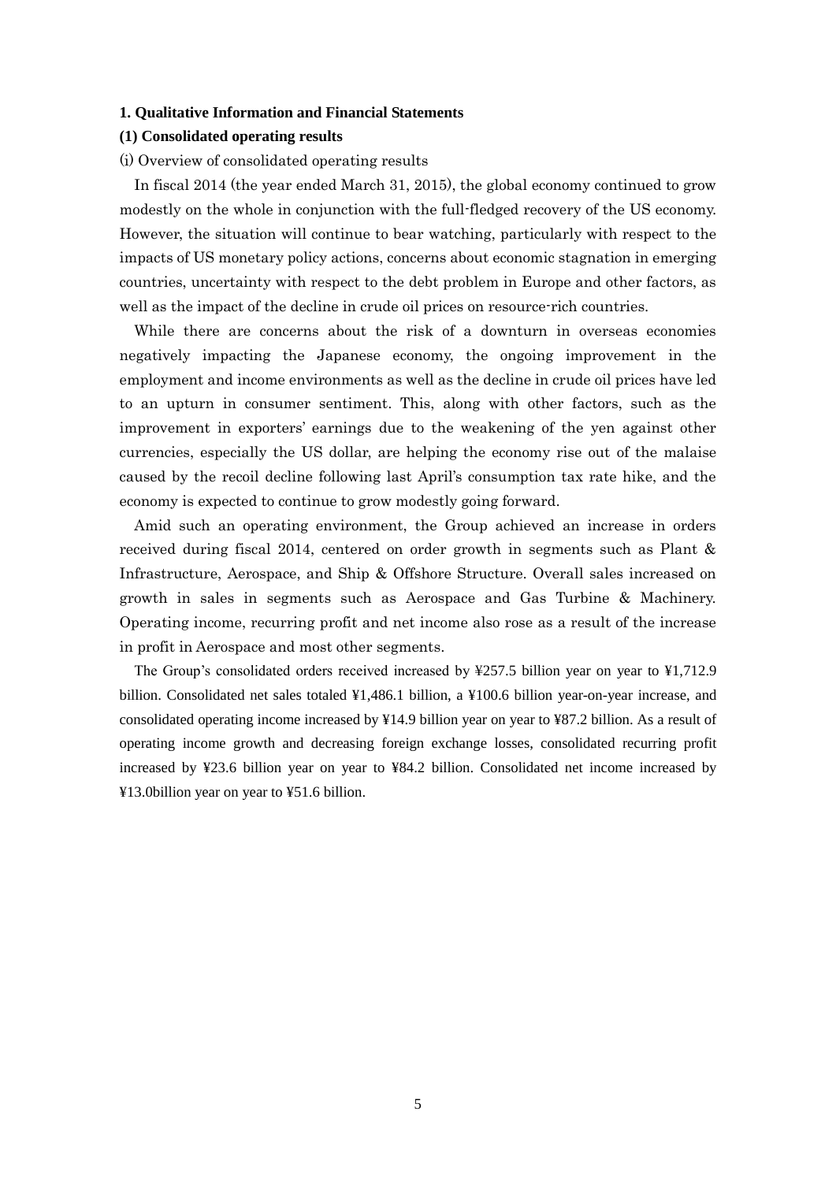## 1. Qualitative Information and Financial Statements

### (1) Consolidated operating results

(i) Overview of consolidated operating results

In fiscal 2014 (the year ended March 31, 2015), the global economy continued to grow modestly on the whole in conjunction with the full-fledged recovery of the US economy. However, the situation will continue to bear watching, particularly with respect to the impacts of US monetary policy actions, concerns about economic stagnation in emerging countries, uncertainty with respect to the debt problem in Europe and other factors, as well as the impact of the decline in crude oil prices on resource-rich countries.

While there are concerns about the risk of a downturn in overseas economies negatively impacting the Japanese economy, the ongoing improvement in the employment and income environments as well as the decline in crude oil prices have led to an upturn in consumer sentiment. This, along with other factors, such as the improvement in exporters' earnings due to the weakening of the yen against other currencies, especially the US dollar, are helping the economy rise out of the malaise caused by the recoil decline following last April's consumption tax rate hike, and the economy is expected to continue to grow modestly going forward.

Amid such an operating environment, the Group achieved an increase in orders received during fiscal 2014, centered on order growth in segments such as Plant & Infrastructure, Aerospace, and Ship & Offshore Structure. Overall sales increased on growth in sales in segments such as Aerospace and Gas Turbine & Machinery. Operating income, recurring profit and net income also rose as a result of the increase in profit in Aerospace and most other segments.

The Group's consolidated orders received increased by ¥257.5 billion year on year to ¥1,712.9 billion. Consolidated net sales totaled ¥1,486.1 billion, a ¥100.6 billion year-on-year increase, and consolidated operating income increased by ¥14.9 billion year on year to ¥87.2 billion. As a result of operating income growth and decreasing foreign exchange losses, consolidated recurring profit increased by ¥23.6 billion year on year to ¥84.2 billion. Consolidated net income increased by ¥13.0billion year on year to ¥51.6 billion.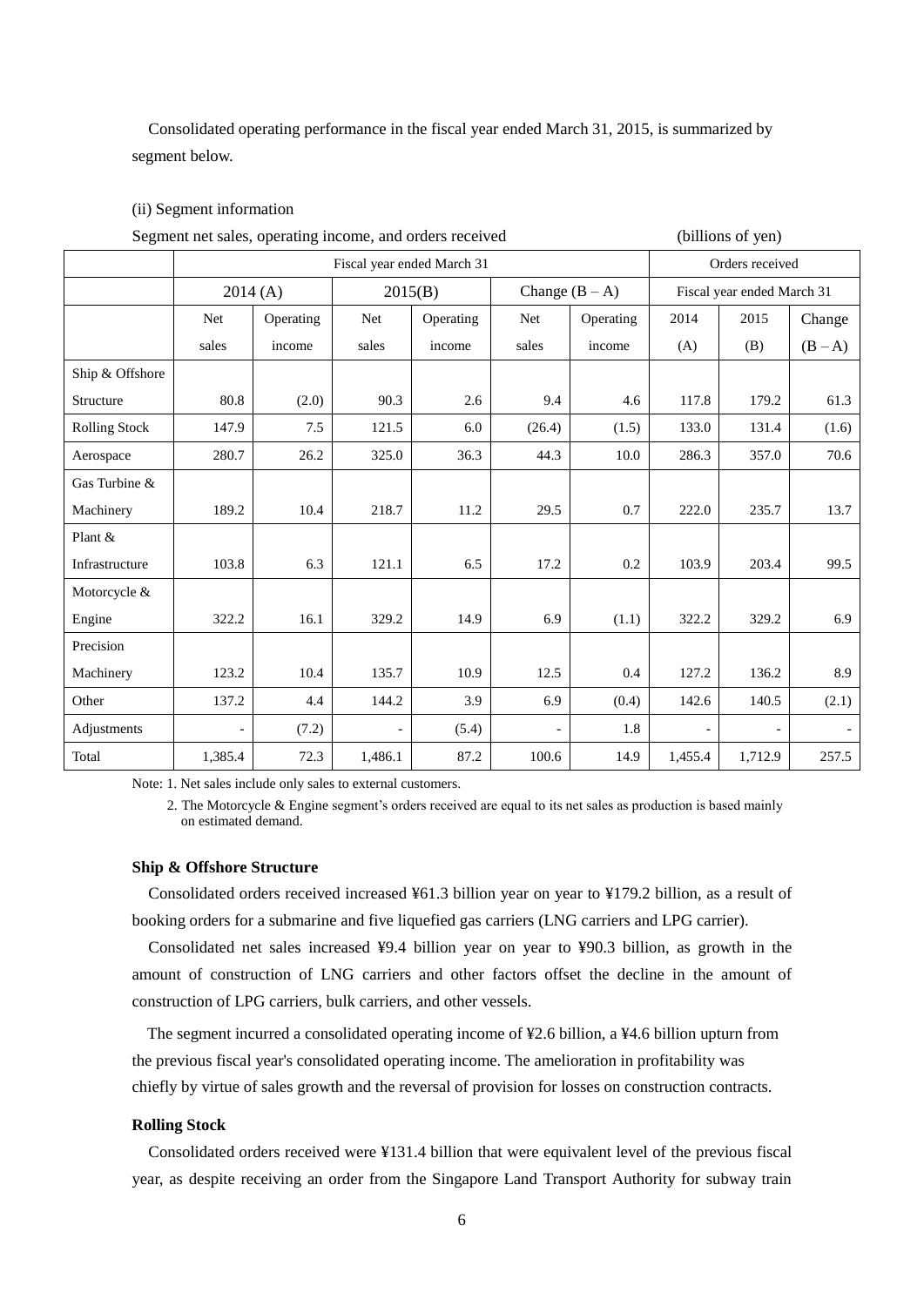Consolidated operating performance in the fiscal year ended March 31, 2015, is summarized by segment below.

(ii) Segment information

Segment net sales, operating income, and orders received (billions of yen)

| | Fiscal year ended March 31 | | | | | | Orders received | | |
|---|---|---|---|---|---|---|---|---|---|
| | 2014 (A) | | 2015(B) | | Change (B – A) | | Fiscal year ended March 31 | | |
| | Net sales | Operating income | Net sales | Operating income | Net sales | Operating income | 2014 (A) | 2015 (B) | Change (B – A) |
| Ship & Offshore Structure | 80.8 | (2.0) | 90.3 | 2.6 | 9.4 | 4.6 | 117.8 | 179.2 | 61.3 |
| Rolling Stock | 147.9 | 7.5 | 121.5 | 6.0 | (26.4) | (1.5) | 133.0 | 131.4 | (1.6) |
| Aerospace | 280.7 | 26.2 | 325.0 | 36.3 | 44.3 | 10.0 | 286.3 | 357.0 | 70.6 |
| Gas Turbine & Machinery | 189.2 | 10.4 | 218.7 | 11.2 | 29.5 | 0.7 | 222.0 | 235.7 | 13.7 |
| Plant & Infrastructure | 103.8 | 6.3 | 121.1 | 6.5 | 17.2 | 0.2 | 103.9 | 203.4 | 99.5 |
| Motorcycle & Engine | 322.2 | 16.1 | 329.2 | 14.9 | 6.9 | (1.1) | 322.2 | 329.2 | 6.9 |
| Precision Machinery | 123.2 | 10.4 | 135.7 | 10.9 | 12.5 | 0.4 | 127.2 | 136.2 | 8.9 |
| Other | 137.2 | 4.4 | 144.2 | 3.9 | 6.9 | (0.4) | 142.6 | 140.5 | (2.1) |
| Adjustments | - | (7.2) | - | (5.4) | - | 1.8 | - | - | - |
| Total | 1,385.4 | 72.3 | 1,486.1 | 87.2 | 100.6 | 14.9 | 1,455.4 | 1,712.9 | 257.5 |

Note: 1. Net sales include only sales to external customers.

2. The Motorcycle & Engine segment's orders received are equal to its net sales as production is based mainly on estimated demand.

**Ship & Offshore Structure**

Consolidated orders received increased ¥61.3 billion year on year to ¥179.2 billion, as a result of booking orders for a submarine and five liquefied gas carriers (LNG carriers and LPG carrier).

Consolidated net sales increased ¥9.4 billion year on year to ¥90.3 billion, as growth in the amount of construction of LNG carriers and other factors offset the decline in the amount of construction of LPG carriers, bulk carriers, and other vessels.

The segment incurred a consolidated operating income of ¥2.6 billion, a ¥4.6 billion upturn from the previous fiscal year's consolidated operating income. The amelioration in profitability was chiefly by virtue of sales growth and the reversal of provision for losses on construction contracts.

**Rolling Stock**

Consolidated orders received were ¥131.4 billion that were equivalent level of the previous fiscal year, as despite receiving an order from the Singapore Land Transport Authority for subway train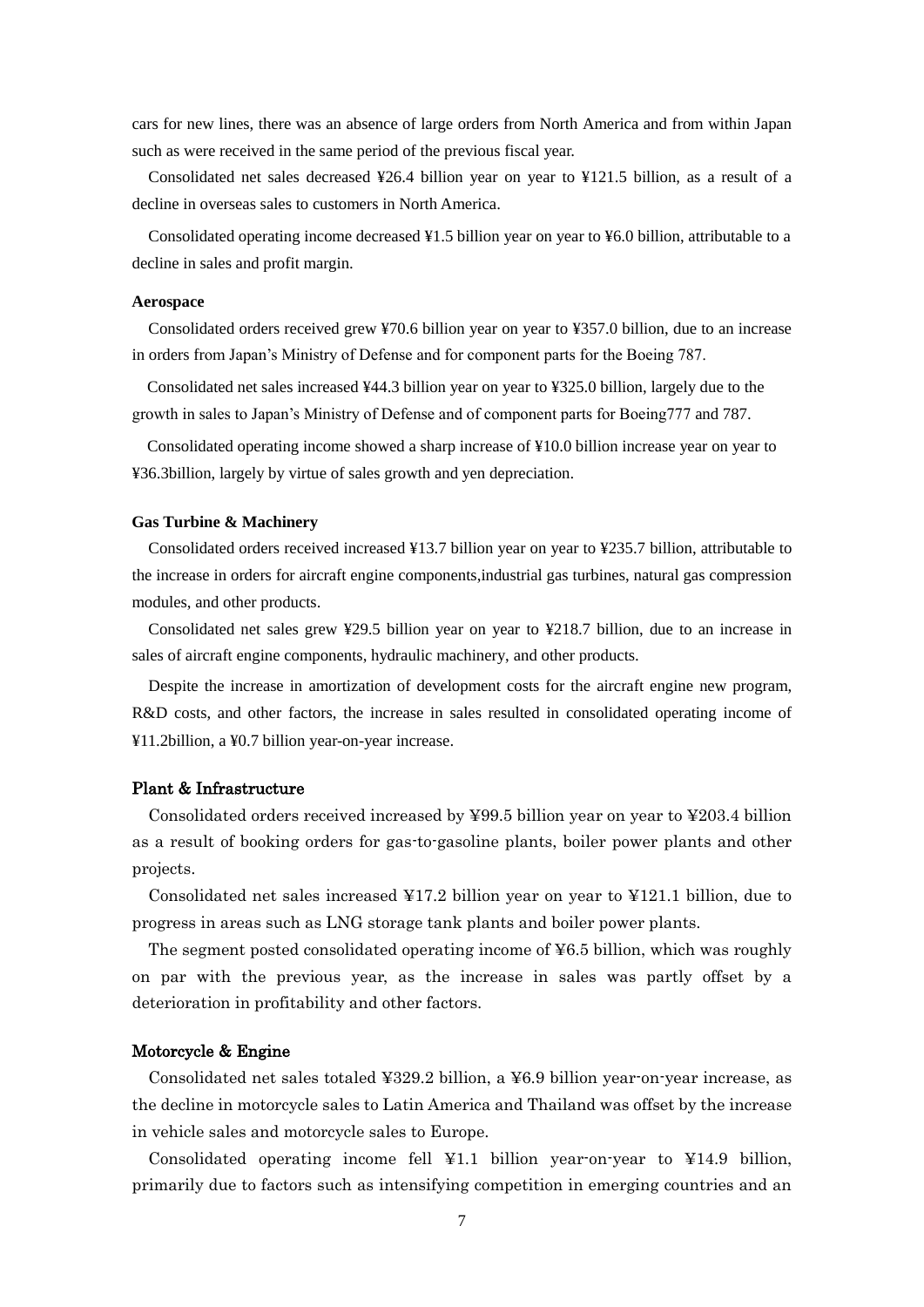cars for new lines, there was an absence of large orders from North America and from within Japan such as were received in the same period of the previous fiscal year.

Consolidated net sales decreased ¥26.4 billion year on year to ¥121.5 billion, as a result of a decline in overseas sales to customers in North America.

Consolidated operating income decreased ¥1.5 billion year on year to ¥6.0 billion, attributable to a decline in sales and profit margin.

**Aerospace**

Consolidated orders received grew ¥70.6 billion year on year to ¥357.0 billion, due to an increase in orders from Japan's Ministry of Defense and for component parts for the Boeing 787.

Consolidated net sales increased ¥44.3 billion year on year to ¥325.0 billion, largely due to the growth in sales to Japan's Ministry of Defense and of component parts for Boeing777 and 787.

Consolidated operating income showed a sharp increase of ¥10.0 billion increase year on year to ¥36.3billion, largely by virtue of sales growth and yen depreciation.

**Gas Turbine & Machinery**

Consolidated orders received increased ¥13.7 billion year on year to ¥235.7 billion, attributable to the increase in orders for aircraft engine components,industrial gas turbines, natural gas compression modules, and other products.

Consolidated net sales grew ¥29.5 billion year on year to ¥218.7 billion, due to an increase in sales of aircraft engine components, hydraulic machinery, and other products.

Despite the increase in amortization of development costs for the aircraft engine new program, R&D costs, and other factors, the increase in sales resulted in consolidated operating income of ¥11.2billion, a ¥0.7 billion year-on-year increase.

**Plant & Infrastructure**

Consolidated orders received increased by ¥99.5 billion year on year to ¥203.4 billion as a result of booking orders for gas-to-gasoline plants, boiler power plants and other projects.

Consolidated net sales increased ¥17.2 billion year on year to ¥121.1 billion, due to progress in areas such as LNG storage tank plants and boiler power plants.

The segment posted consolidated operating income of ¥6.5 billion, which was roughly on par with the previous year, as the increase in sales was partly offset by a deterioration in profitability and other factors.

**Motorcycle & Engine**

Consolidated net sales totaled ¥329.2 billion, a ¥6.9 billion year-on-year increase, as the decline in motorcycle sales to Latin America and Thailand was offset by the increase in vehicle sales and motorcycle sales to Europe.

Consolidated operating income fell ¥1.1 billion year-on-year to ¥14.9 billion, primarily due to factors such as intensifying competition in emerging countries and an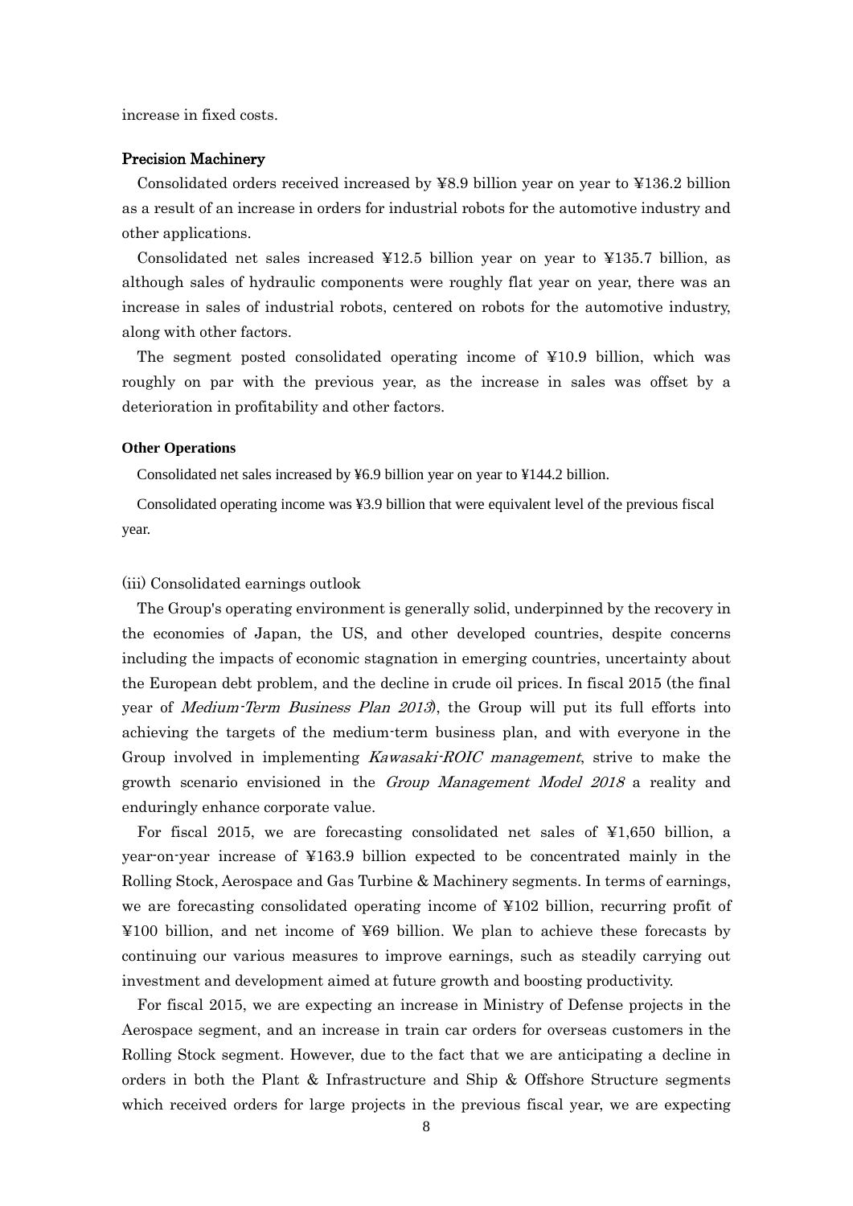increase in fixed costs.

**Precision Machinery**

Consolidated orders received increased by ¥8.9 billion year on year to ¥136.2 billion as a result of an increase in orders for industrial robots for the automotive industry and other applications.

Consolidated net sales increased ¥12.5 billion year on year to ¥135.7 billion, as although sales of hydraulic components were roughly flat year on year, there was an increase in sales of industrial robots, centered on robots for the automotive industry, along with other factors.

The segment posted consolidated operating income of ¥10.9 billion, which was roughly on par with the previous year, as the increase in sales was offset by a deterioration in profitability and other factors.

**Other Operations**

Consolidated net sales increased by ¥6.9 billion year on year to ¥144.2 billion.

Consolidated operating income was ¥3.9 billion that were equivalent level of the previous fiscal year.

(iii) Consolidated earnings outlook

The Group's operating environment is generally solid, underpinned by the recovery in the economies of Japan, the US, and other developed countries, despite concerns including the impacts of economic stagnation in emerging countries, uncertainty about the European debt problem, and the decline in crude oil prices. In fiscal 2015 (the final year of *Medium-Term Business Plan 2013*), the Group will put its full efforts into achieving the targets of the medium-term business plan, and with everyone in the Group involved in implementing *Kawasaki-ROIC management*, strive to make the growth scenario envisioned in the *Group Management Model 2018* a reality and enduringly enhance corporate value.

For fiscal 2015, we are forecasting consolidated net sales of ¥1,650 billion, a year-on-year increase of ¥163.9 billion expected to be concentrated mainly in the Rolling Stock, Aerospace and Gas Turbine & Machinery segments. In terms of earnings, we are forecasting consolidated operating income of ¥102 billion, recurring profit of ¥100 billion, and net income of ¥69 billion. We plan to achieve these forecasts by continuing our various measures to improve earnings, such as steadily carrying out investment and development aimed at future growth and boosting productivity.

For fiscal 2015, we are expecting an increase in Ministry of Defense projects in the Aerospace segment, and an increase in train car orders for overseas customers in the Rolling Stock segment. However, due to the fact that we are anticipating a decline in orders in both the Plant & Infrastructure and Ship & Offshore Structure segments which received orders for large projects in the previous fiscal year, we are expecting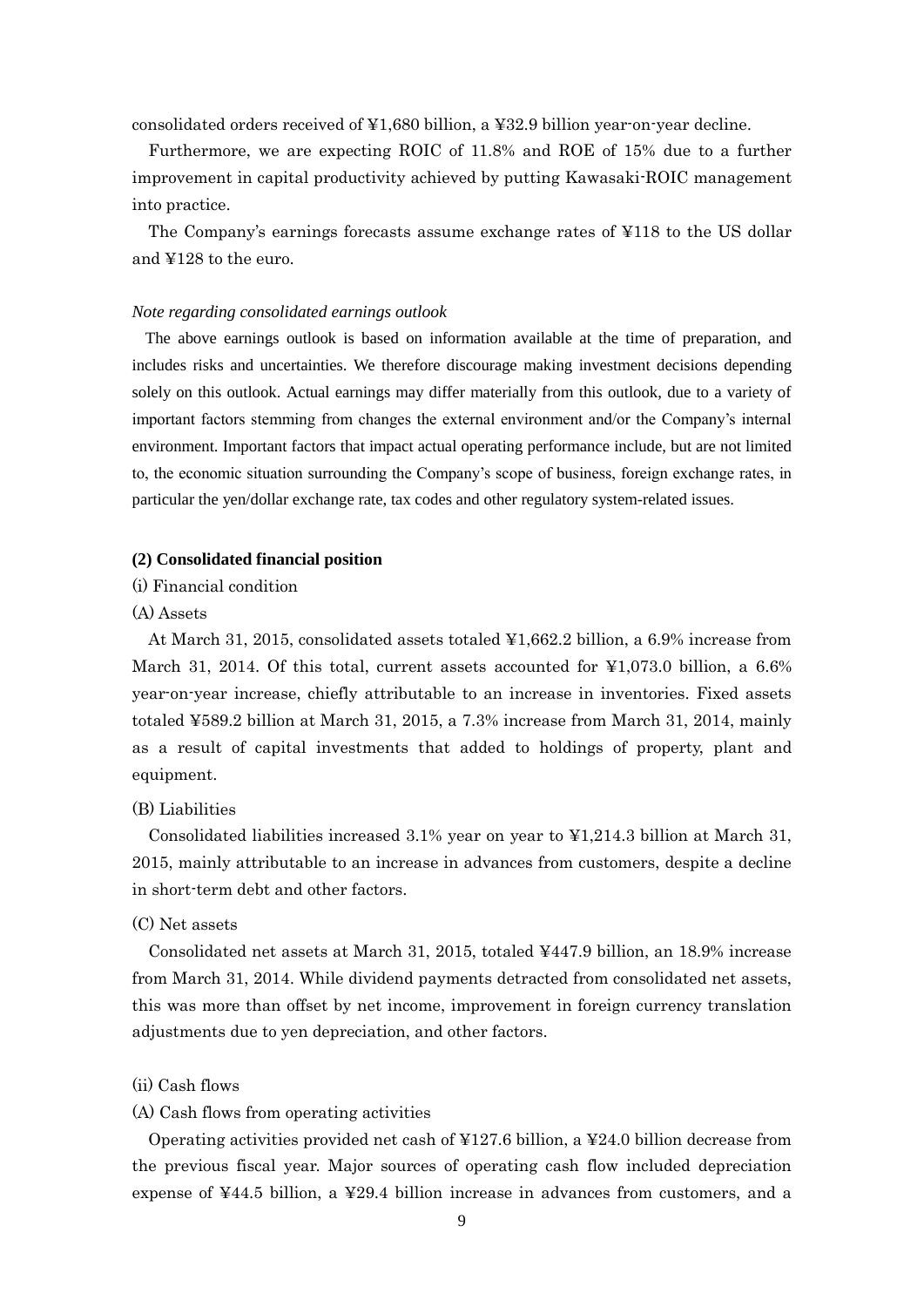consolidated orders received of ¥1,680 billion, a ¥32.9 billion year-on-year decline.

Furthermore, we are expecting ROIC of 11.8% and ROE of 15% due to a further improvement in capital productivity achieved by putting Kawasaki-ROIC management into practice.

The Company's earnings forecasts assume exchange rates of ¥118 to the US dollar and ¥128 to the euro.

*Note regarding consolidated earnings outlook*

The above earnings outlook is based on information available at the time of preparation, and includes risks and uncertainties. We therefore discourage making investment decisions depending solely on this outlook. Actual earnings may differ materially from this outlook, due to a variety of important factors stemming from changes the external environment and/or the Company's internal environment. Important factors that impact actual operating performance include, but are not limited to, the economic situation surrounding the Company's scope of business, foreign exchange rates, in particular the yen/dollar exchange rate, tax codes and other regulatory system-related issues.

**(2) Consolidated financial position**

(i) Financial condition

(A) Assets

At March 31, 2015, consolidated assets totaled ¥1,662.2 billion, a 6.9% increase from March 31, 2014. Of this total, current assets accounted for ¥1,073.0 billion, a 6.6% year-on-year increase, chiefly attributable to an increase in inventories. Fixed assets totaled ¥589.2 billion at March 31, 2015, a 7.3% increase from March 31, 2014, mainly as a result of capital investments that added to holdings of property, plant and equipment.

(B) Liabilities

Consolidated liabilities increased 3.1% year on year to ¥1,214.3 billion at March 31, 2015, mainly attributable to an increase in advances from customers, despite a decline in short-term debt and other factors.

(C) Net assets

Consolidated net assets at March 31, 2015, totaled ¥447.9 billion, an 18.9% increase from March 31, 2014. While dividend payments detracted from consolidated net assets, this was more than offset by net income, improvement in foreign currency translation adjustments due to yen depreciation, and other factors.

(ii) Cash flows

(A) Cash flows from operating activities

Operating activities provided net cash of ¥127.6 billion, a ¥24.0 billion decrease from the previous fiscal year. Major sources of operating cash flow included depreciation expense of ¥44.5 billion, a ¥29.4 billion increase in advances from customers, and a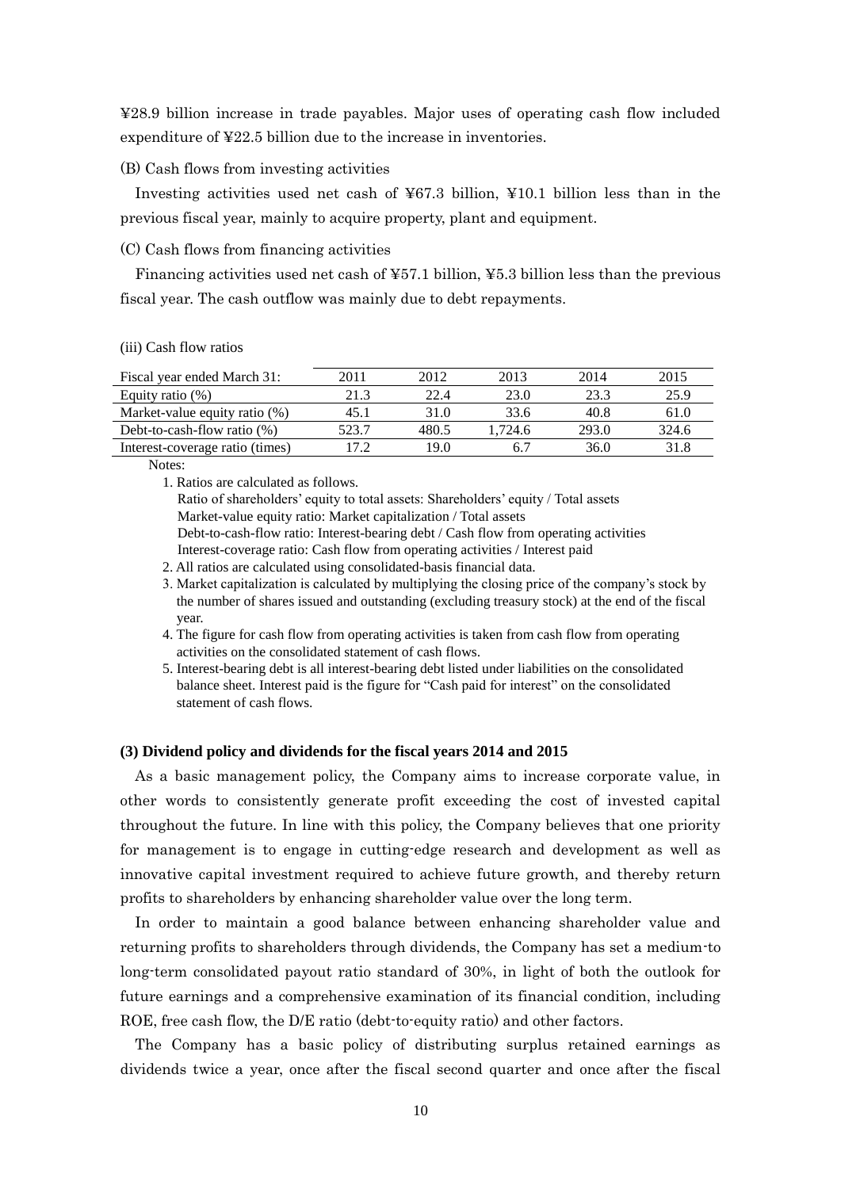¥28.9 billion increase in trade payables. Major uses of operating cash flow included expenditure of ¥22.5 billion due to the increase in inventories.

(B) Cash flows from investing activities

Investing activities used net cash of ¥67.3 billion, ¥10.1 billion less than in the previous fiscal year, mainly to acquire property, plant and equipment.

(C) Cash flows from financing activities

Financing activities used net cash of ¥57.1 billion, ¥5.3 billion less than the previous fiscal year. The cash outflow was mainly due to debt repayments.

(iii) Cash flow ratios

| Fiscal year ended March 31: | 2011 | 2012 | 2013 | 2014 | 2015 |
|---|---|---|---|---|---|
| Equity ratio (%) | 21.3 | 22.4 | 23.0 | 23.3 | 25.9 |
| Market-value equity ratio (%) | 45.1 | 31.0 | 33.6 | 40.8 | 61.0 |
| Debt-to-cash-flow ratio (%) | 523.7 | 480.5 | 1,724.6 | 293.0 | 324.6 |
| Interest-coverage ratio (times) | 17.2 | 19.0 | 6.7 | 36.0 | 31.8 |

Notes:

1. Ratios are calculated as follows.
   Ratio of shareholders' equity to total assets: Shareholders' equity / Total assets
   Market-value equity ratio: Market capitalization / Total assets
   Debt-to-cash-flow ratio: Interest-bearing debt / Cash flow from operating activities
   Interest-coverage ratio: Cash flow from operating activities / Interest paid
2. All ratios are calculated using consolidated-basis financial data.
3. Market capitalization is calculated by multiplying the closing price of the company's stock by the number of shares issued and outstanding (excluding treasury stock) at the end of the fiscal year.
4. The figure for cash flow from operating activities is taken from cash flow from operating activities on the consolidated statement of cash flows.
5. Interest-bearing debt is all interest-bearing debt listed under liabilities on the consolidated balance sheet. Interest paid is the figure for "Cash paid for interest" on the consolidated statement of cash flows.

**(3) Dividend policy and dividends for the fiscal years 2014 and 2015**

As a basic management policy, the Company aims to increase corporate value, in other words to consistently generate profit exceeding the cost of invested capital throughout the future. In line with this policy, the Company believes that one priority for management is to engage in cutting-edge research and development as well as innovative capital investment required to achieve future growth, and thereby return profits to shareholders by enhancing shareholder value over the long term.

In order to maintain a good balance between enhancing shareholder value and returning profits to shareholders through dividends, the Company has set a medium-to long-term consolidated payout ratio standard of 30%, in light of both the outlook for future earnings and a comprehensive examination of its financial condition, including ROE, free cash flow, the D/E ratio (debt-to-equity ratio) and other factors.

The Company has a basic policy of distributing surplus retained earnings as dividends twice a year, once after the fiscal second quarter and once after the fiscal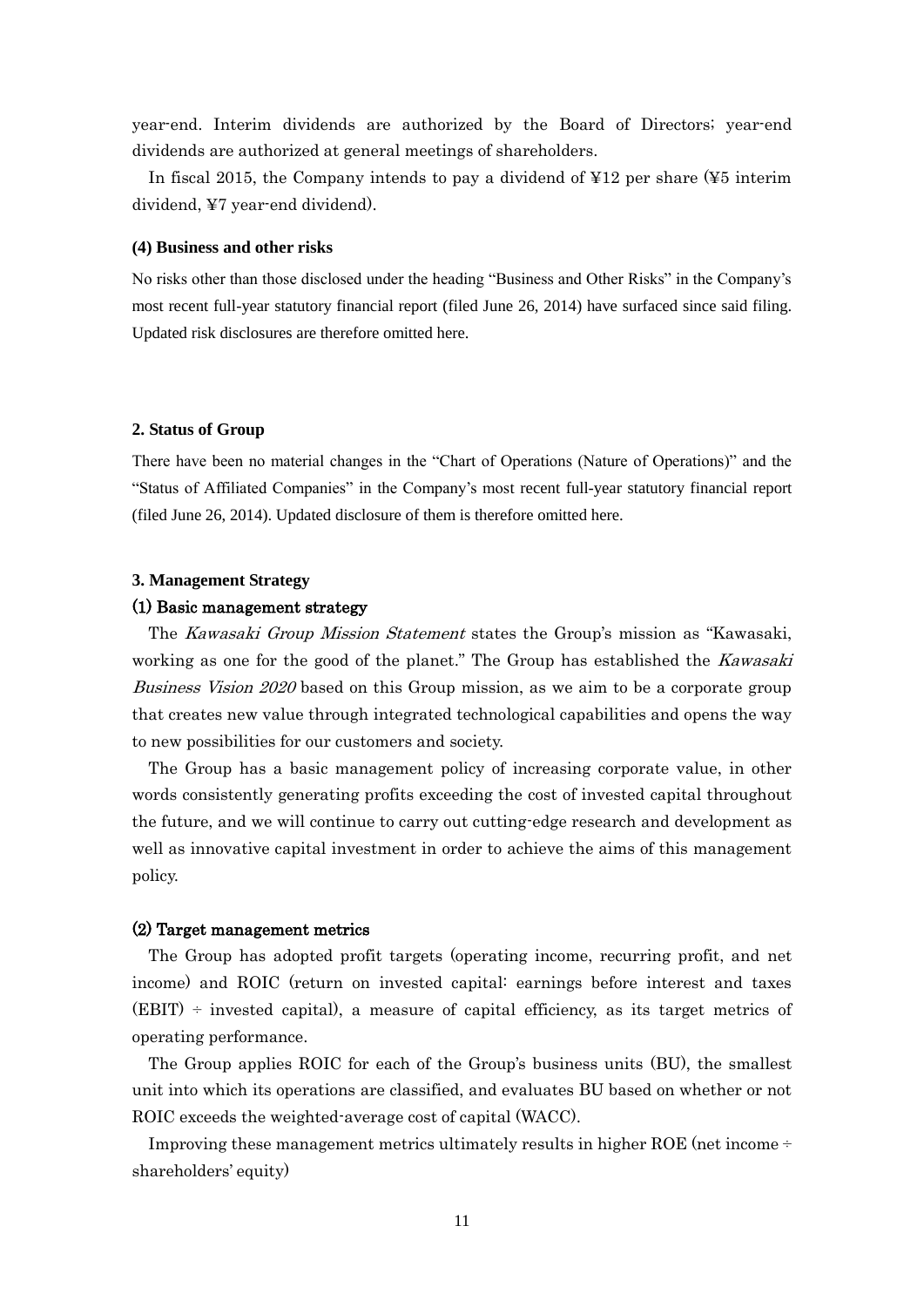year-end. Interim dividends are authorized by the Board of Directors; year-end dividends are authorized at general meetings of shareholders.

In fiscal 2015, the Company intends to pay a dividend of ¥12 per share (¥5 interim dividend, ¥7 year-end dividend).

#### (4) Business and other risks

No risks other than those disclosed under the heading "Business and Other Risks" in the Company's most recent full-year statutory financial report (filed June 26, 2014) have surfaced since said filing. Updated risk disclosures are therefore omitted here.

## 2. Status of Group

There have been no material changes in the "Chart of Operations (Nature of Operations)" and the "Status of Affiliated Companies" in the Company's most recent full-year statutory financial report (filed June 26, 2014). Updated disclosure of them is therefore omitted here.

## 3. Management Strategy

### (1) Basic management strategy

The *Kawasaki Group Mission Statement* states the Group's mission as "Kawasaki, working as one for the good of the planet." The Group has established the *Kawasaki Business Vision 2020* based on this Group mission, as we aim to be a corporate group that creates new value through integrated technological capabilities and opens the way to new possibilities for our customers and society.

The Group has a basic management policy of increasing corporate value, in other words consistently generating profits exceeding the cost of invested capital throughout the future, and we will continue to carry out cutting-edge research and development as well as innovative capital investment in order to achieve the aims of this management policy.

### (2) Target management metrics

The Group has adopted profit targets (operating income, recurring profit, and net income) and ROIC (return on invested capital: earnings before interest and taxes (EBIT) ÷ invested capital), a measure of capital efficiency, as its target metrics of operating performance.

The Group applies ROIC for each of the Group's business units (BU), the smallest unit into which its operations are classified, and evaluates BU based on whether or not ROIC exceeds the weighted-average cost of capital (WACC).

Improving these management metrics ultimately results in higher ROE (net income ÷ shareholders' equity)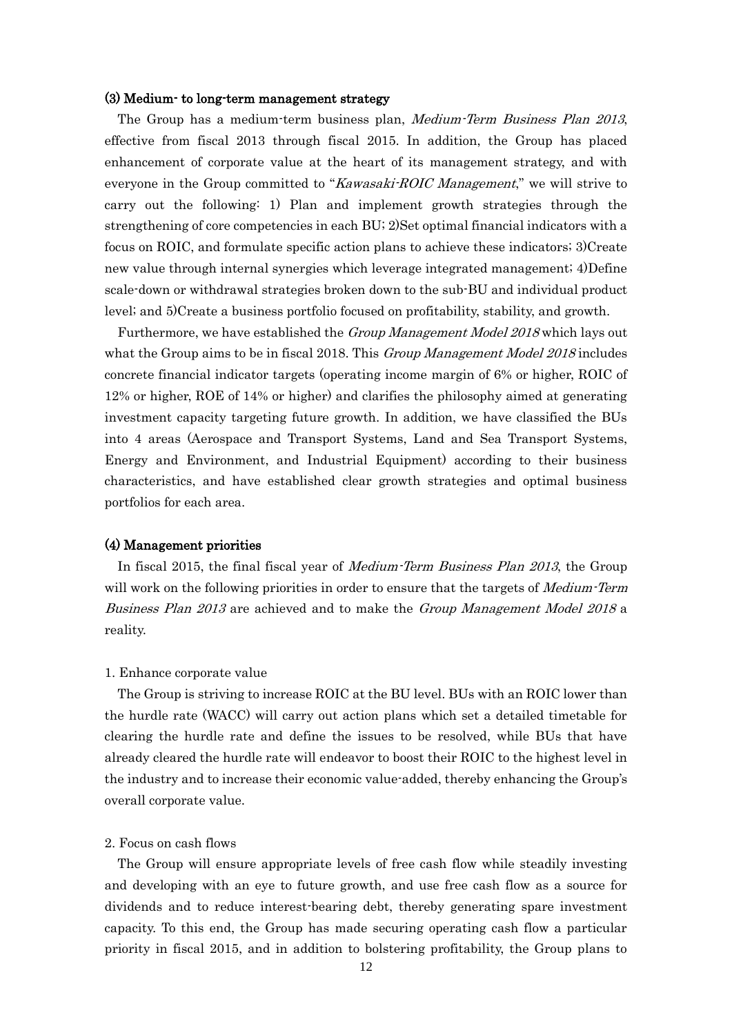### (3) Medium- to long-term management strategy

The Group has a medium-term business plan, *Medium-Term Business Plan 2013*, effective from fiscal 2013 through fiscal 2015. In addition, the Group has placed enhancement of corporate value at the heart of its management strategy, and with everyone in the Group committed to "*Kawasaki-ROIC Management*," we will strive to carry out the following: 1) Plan and implement growth strategies through the strengthening of core competencies in each BU; 2)Set optimal financial indicators with a focus on ROIC, and formulate specific action plans to achieve these indicators; 3)Create new value through internal synergies which leverage integrated management; 4)Define scale-down or withdrawal strategies broken down to the sub-BU and individual product level; and 5)Create a business portfolio focused on profitability, stability, and growth.

Furthermore, we have established the *Group Management Model 2018* which lays out what the Group aims to be in fiscal 2018. This *Group Management Model 2018* includes concrete financial indicator targets (operating income margin of 6% or higher, ROIC of 12% or higher, ROE of 14% or higher) and clarifies the philosophy aimed at generating investment capacity targeting future growth. In addition, we have classified the BUs into 4 areas (Aerospace and Transport Systems, Land and Sea Transport Systems, Energy and Environment, and Industrial Equipment) according to their business characteristics, and have established clear growth strategies and optimal business portfolios for each area.

### (4) Management priorities

In fiscal 2015, the final fiscal year of *Medium-Term Business Plan 2013*, the Group will work on the following priorities in order to ensure that the targets of *Medium-Term Business Plan 2013* are achieved and to make the *Group Management Model 2018* a reality.

1. Enhance corporate value

The Group is striving to increase ROIC at the BU level. BUs with an ROIC lower than the hurdle rate (WACC) will carry out action plans which set a detailed timetable for clearing the hurdle rate and define the issues to be resolved, while BUs that have already cleared the hurdle rate will endeavor to boost their ROIC to the highest level in the industry and to increase their economic value-added, thereby enhancing the Group's overall corporate value.

2. Focus on cash flows

The Group will ensure appropriate levels of free cash flow while steadily investing and developing with an eye to future growth, and use free cash flow as a source for dividends and to reduce interest-bearing debt, thereby generating spare investment capacity. To this end, the Group has made securing operating cash flow a particular priority in fiscal 2015, and in addition to bolstering profitability, the Group plans to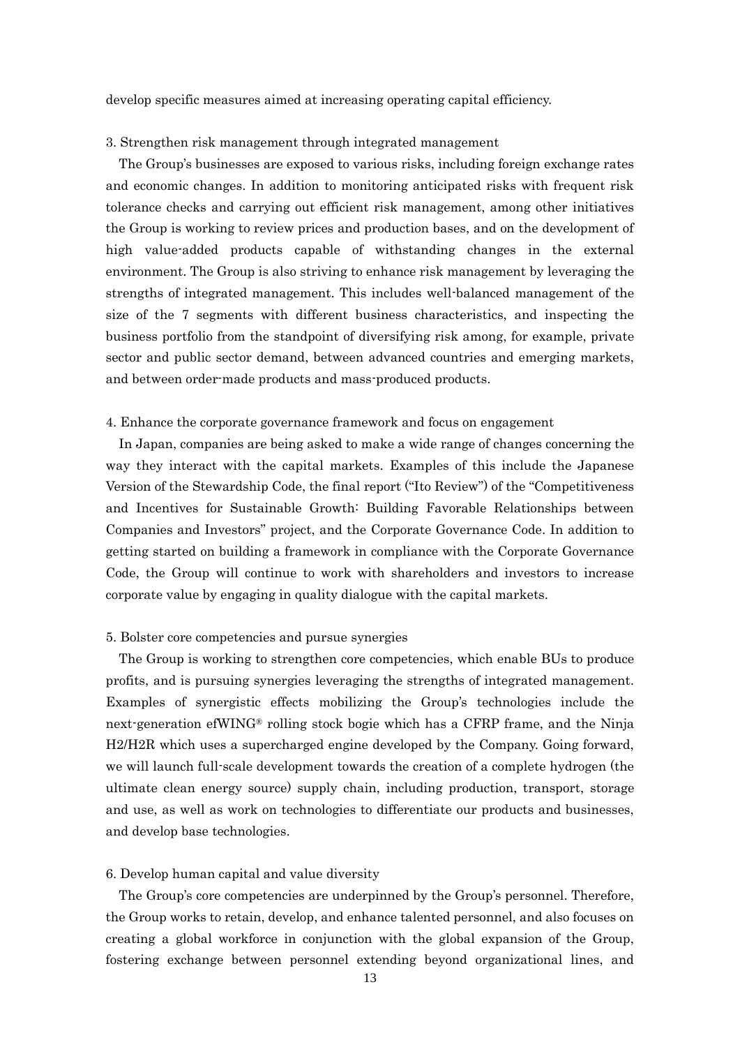develop specific measures aimed at increasing operating capital efficiency.

3. Strengthen risk management through integrated management

The Group's businesses are exposed to various risks, including foreign exchange rates and economic changes. In addition to monitoring anticipated risks with frequent risk tolerance checks and carrying out efficient risk management, among other initiatives the Group is working to review prices and production bases, and on the development of high value-added products capable of withstanding changes in the external environment. The Group is also striving to enhance risk management by leveraging the strengths of integrated management. This includes well-balanced management of the size of the 7 segments with different business characteristics, and inspecting the business portfolio from the standpoint of diversifying risk among, for example, private sector and public sector demand, between advanced countries and emerging markets, and between order-made products and mass-produced products.

4. Enhance the corporate governance framework and focus on engagement

In Japan, companies are being asked to make a wide range of changes concerning the way they interact with the capital markets. Examples of this include the Japanese Version of the Stewardship Code, the final report ("Ito Review") of the "Competitiveness and Incentives for Sustainable Growth: Building Favorable Relationships between Companies and Investors" project, and the Corporate Governance Code. In addition to getting started on building a framework in compliance with the Corporate Governance Code, the Group will continue to work with shareholders and investors to increase corporate value by engaging in quality dialogue with the capital markets.

5. Bolster core competencies and pursue synergies

The Group is working to strengthen core competencies, which enable BUs to produce profits, and is pursuing synergies leveraging the strengths of integrated management. Examples of synergistic effects mobilizing the Group's technologies include the next-generation efWING® rolling stock bogie which has a CFRP frame, and the Ninja H2/H2R which uses a supercharged engine developed by the Company. Going forward, we will launch full-scale development towards the creation of a complete hydrogen (the ultimate clean energy source) supply chain, including production, transport, storage and use, as well as work on technologies to differentiate our products and businesses, and develop base technologies.

6. Develop human capital and value diversity

The Group's core competencies are underpinned by the Group's personnel. Therefore, the Group works to retain, develop, and enhance talented personnel, and also focuses on creating a global workforce in conjunction with the global expansion of the Group, fostering exchange between personnel extending beyond organizational lines, and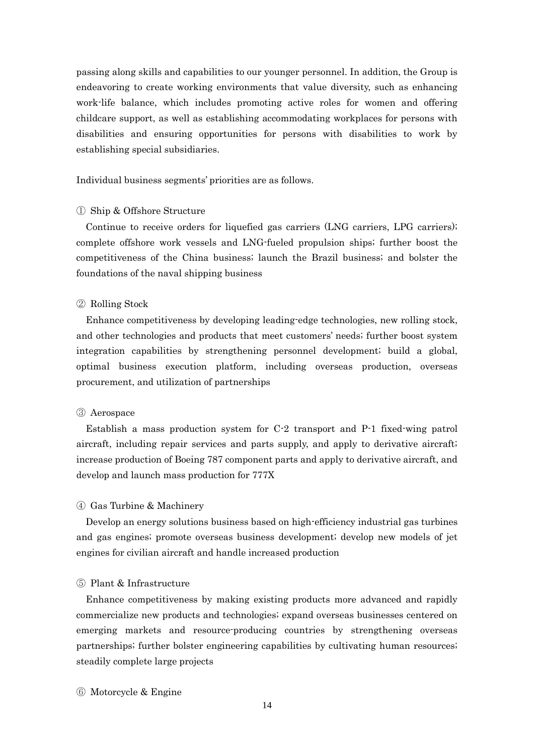passing along skills and capabilities to our younger personnel. In addition, the Group is endeavoring to create working environments that value diversity, such as enhancing work-life balance, which includes promoting active roles for women and offering childcare support, as well as establishing accommodating workplaces for persons with disabilities and ensuring opportunities for persons with disabilities to work by establishing special subsidiaries.

Individual business segments' priorities are as follows.

① Ship & Offshore Structure

Continue to receive orders for liquefied gas carriers (LNG carriers, LPG carriers); complete offshore work vessels and LNG-fueled propulsion ships; further boost the competitiveness of the China business; launch the Brazil business; and bolster the foundations of the naval shipping business

② Rolling Stock

Enhance competitiveness by developing leading-edge technologies, new rolling stock, and other technologies and products that meet customers' needs; further boost system integration capabilities by strengthening personnel development; build a global, optimal business execution platform, including overseas production, overseas procurement, and utilization of partnerships

③ Aerospace

Establish a mass production system for C-2 transport and P-1 fixed-wing patrol aircraft, including repair services and parts supply, and apply to derivative aircraft; increase production of Boeing 787 component parts and apply to derivative aircraft, and develop and launch mass production for 777X

④ Gas Turbine & Machinery

Develop an energy solutions business based on high-efficiency industrial gas turbines and gas engines; promote overseas business development; develop new models of jet engines for civilian aircraft and handle increased production

⑤ Plant & Infrastructure

Enhance competitiveness by making existing products more advanced and rapidly commercialize new products and technologies; expand overseas businesses centered on emerging markets and resource-producing countries by strengthening overseas partnerships; further bolster engineering capabilities by cultivating human resources; steadily complete large projects

⑥ Motorcycle & Engine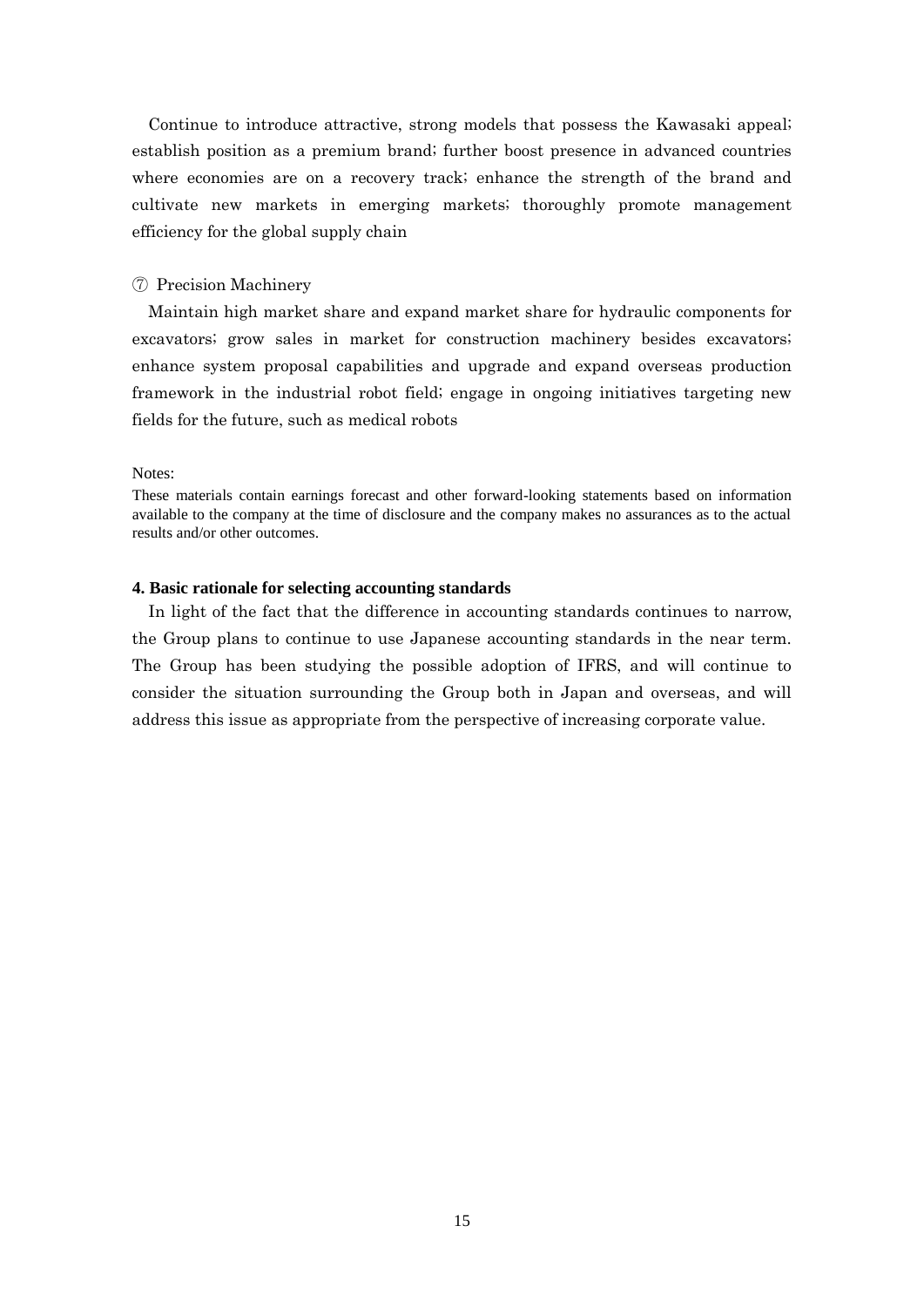Continue to introduce attractive, strong models that possess the Kawasaki appeal; establish position as a premium brand; further boost presence in advanced countries where economies are on a recovery track; enhance the strength of the brand and cultivate new markets in emerging markets; thoroughly promote management efficiency for the global supply chain

⑦ Precision Machinery

Maintain high market share and expand market share for hydraulic components for excavators; grow sales in market for construction machinery besides excavators; enhance system proposal capabilities and upgrade and expand overseas production framework in the industrial robot field; engage in ongoing initiatives targeting new fields for the future, such as medical robots

Notes:

These materials contain earnings forecast and other forward-looking statements based on information available to the company at the time of disclosure and the company makes no assurances as to the actual results and/or other outcomes.

**4. Basic rationale for selecting accounting standards**

In light of the fact that the difference in accounting standards continues to narrow, the Group plans to continue to use Japanese accounting standards in the near term. The Group has been studying the possible adoption of IFRS, and will continue to consider the situation surrounding the Group both in Japan and overseas, and will address this issue as appropriate from the perspective of increasing corporate value.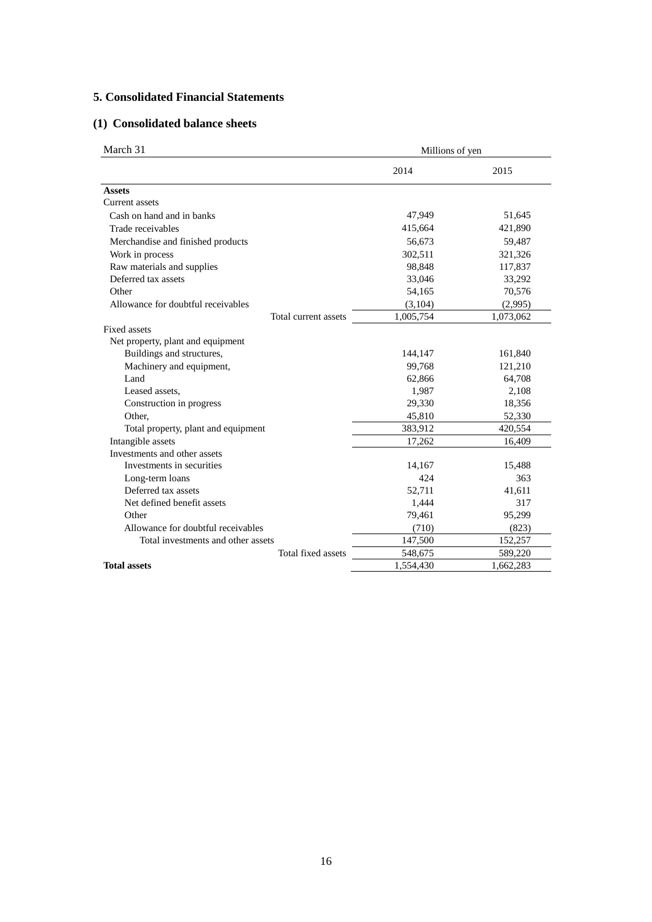## 5. Consolidated Financial Statements

### (1) Consolidated balance sheets

| March 31 | Millions of yen | |
|---|---|---|
| | 2014 | 2015 |
| **Assets** | | |
| Current assets | | |
| Cash on hand and in banks | 47,949 | 51,645 |
| Trade receivables | 415,664 | 421,890 |
| Merchandise and finished products | 56,673 | 59,487 |
| Work in process | 302,511 | 321,326 |
| Raw materials and supplies | 98,848 | 117,837 |
| Deferred tax assets | 33,046 | 33,292 |
| Other | 54,165 | 70,576 |
| Allowance for doubtful receivables | (3,104) | (2,995) |
| Total current assets | 1,005,754 | 1,073,062 |
| Fixed assets | | |
| Net property, plant and equipment | | |
| Buildings and structures, | 144,147 | 161,840 |
| Machinery and equipment, | 99,768 | 121,210 |
| Land | 62,866 | 64,708 |
| Leased assets, | 1,987 | 2,108 |
| Construction in progress | 29,330 | 18,356 |
| Other, | 45,810 | 52,330 |
| Total property, plant and equipment | 383,912 | 420,554 |
| Intangible assets | 17,262 | 16,409 |
| Investments and other assets | | |
| Investments in securities | 14,167 | 15,488 |
| Long-term loans | 424 | 363 |
| Deferred tax assets | 52,711 | 41,611 |
| Net defined benefit assets | 1,444 | 317 |
| Other | 79,461 | 95,299 |
| Allowance for doubtful receivables | (710) | (823) |
| Total investments and other assets | 147,500 | 152,257 |
| Total fixed assets | 548,675 | 589,220 |
| **Total assets** | 1,554,430 | 1,662,283 |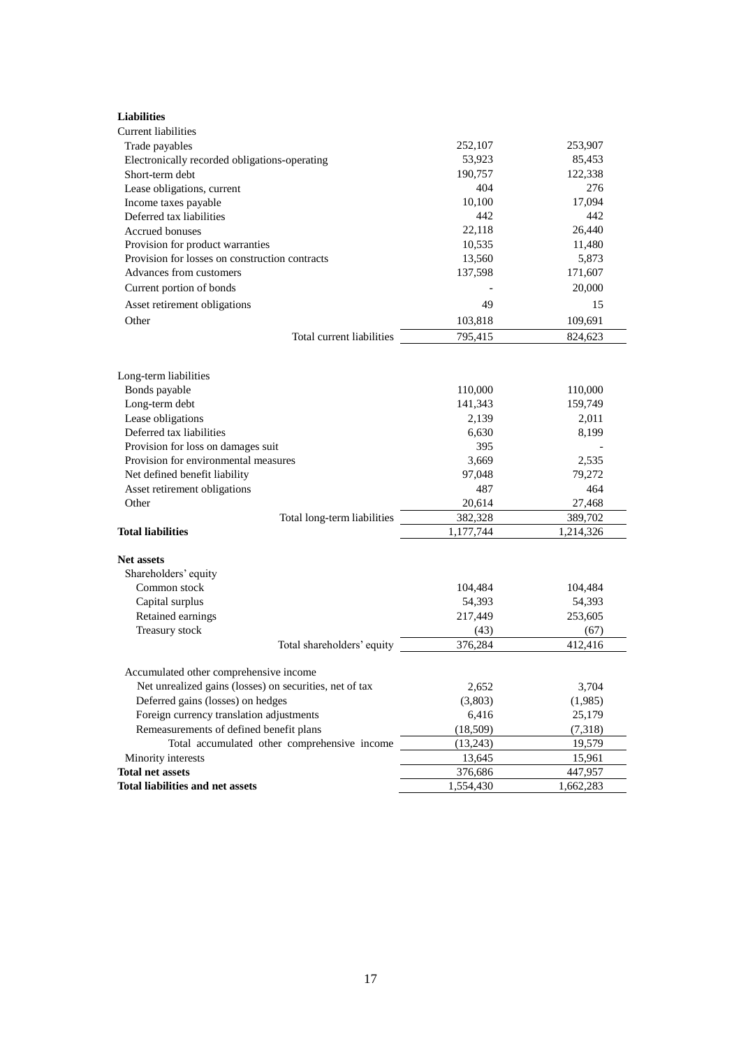| **Liabilities** | | |
|---|---|---|
| Current liabilities | | |
| Trade payables | 252,107 | 253,907 |
| Electronically recorded obligations-operating | 53,923 | 85,453 |
| Short-term debt | 190,757 | 122,338 |
| Lease obligations, current | 404 | 276 |
| Income taxes payable | 10,100 | 17,094 |
| Deferred tax liabilities | 442 | 442 |
| Accrued bonuses | 22,118 | 26,440 |
| Provision for product warranties | 10,535 | 11,480 |
| Provision for losses on construction contracts | 13,560 | 5,873 |
| Advances from customers | 137,598 | 171,607 |
| Current portion of bonds | - | 20,000 |
| Asset retirement obligations | 49 | 15 |
| Other | 103,818 | 109,691 |
| Total current liabilities | 795,415 | 824,623 |
| | | |
| Long-term liabilities | | |
| Bonds payable | 110,000 | 110,000 |
| Long-term debt | 141,343 | 159,749 |
| Lease obligations | 2,139 | 2,011 |
| Deferred tax liabilities | 6,630 | 8,199 |
| Provision for loss on damages suit | 395 | - |
| Provision for environmental measures | 3,669 | 2,535 |
| Net defined benefit liability | 97,048 | 79,272 |
| Asset retirement obligations | 487 | 464 |
| Other | 20,614 | 27,468 |
| Total long-term liabilities | 382,328 | 389,702 |
| **Total liabilities** | 1,177,744 | 1,214,326 |
| | | |
| **Net assets** | | |
| Shareholders' equity | | |
| Common stock | 104,484 | 104,484 |
| Capital surplus | 54,393 | 54,393 |
| Retained earnings | 217,449 | 253,605 |
| Treasury stock | (43) | (67) |
| Total shareholders' equity | 376,284 | 412,416 |
| | | |
| Accumulated other comprehensive income | | |
| Net unrealized gains (losses) on securities, net of tax | 2,652 | 3,704 |
| Deferred gains (losses) on hedges | (3,803) | (1,985) |
| Foreign currency translation adjustments | 6,416 | 25,179 |
| Remeasurements of defined benefit plans | (18,509) | (7,318) |
| Total accumulated other comprehensive income | (13,243) | 19,579 |
| Minority interests | 13,645 | 15,961 |
| **Total net assets** | 376,686 | 447,957 |
| **Total liabilities and net assets** | 1,554,430 | 1,662,283 |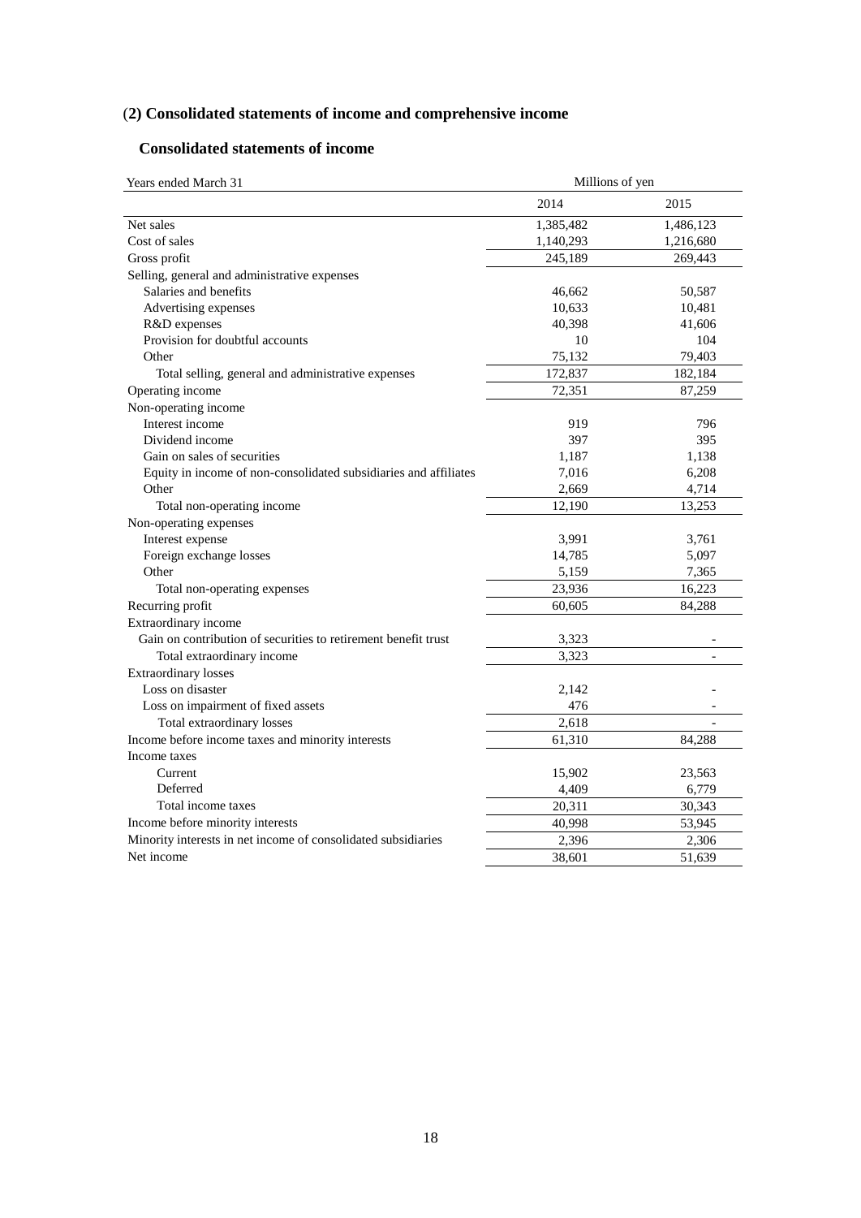## (2) Consolidated statements of income and comprehensive income

### Consolidated statements of income

| Years ended March 31 | Millions of yen | |
|---|---|---|
| | 2014 | 2015 |
| Net sales | 1,385,482 | 1,486,123 |
| Cost of sales | 1,140,293 | 1,216,680 |
| Gross profit | 245,189 | 269,443 |
| Selling, general and administrative expenses | | |
| Salaries and benefits | 46,662 | 50,587 |
| Advertising expenses | 10,633 | 10,481 |
| R&D expenses | 40,398 | 41,606 |
| Provision for doubtful accounts | 10 | 104 |
| Other | 75,132 | 79,403 |
| Total selling, general and administrative expenses | 172,837 | 182,184 |
| Operating income | 72,351 | 87,259 |
| Non-operating income | | |
| Interest income | 919 | 796 |
| Dividend income | 397 | 395 |
| Gain on sales of securities | 1,187 | 1,138 |
| Equity in income of non-consolidated subsidiaries and affiliates | 7,016 | 6,208 |
| Other | 2,669 | 4,714 |
| Total non-operating income | 12,190 | 13,253 |
| Non-operating expenses | | |
| Interest expense | 3,991 | 3,761 |
| Foreign exchange losses | 14,785 | 5,097 |
| Other | 5,159 | 7,365 |
| Total non-operating expenses | 23,936 | 16,223 |
| Recurring profit | 60,605 | 84,288 |
| Extraordinary income | | |
| Gain on contribution of securities to retirement benefit trust | 3,323 | - |
| Total extraordinary income | 3,323 | - |
| Extraordinary losses | | |
| Loss on disaster | 2,142 | - |
| Loss on impairment of fixed assets | 476 | - |
| Total extraordinary losses | 2,618 | - |
| Income before income taxes and minority interests | 61,310 | 84,288 |
| Income taxes | | |
| Current | 15,902 | 23,563 |
| Deferred | 4,409 | 6,779 |
| Total income taxes | 20,311 | 30,343 |
| Income before minority interests | 40,998 | 53,945 |
| Minority interests in net income of consolidated subsidiaries | 2,396 | 2,306 |
| Net income | 38,601 | 51,639 |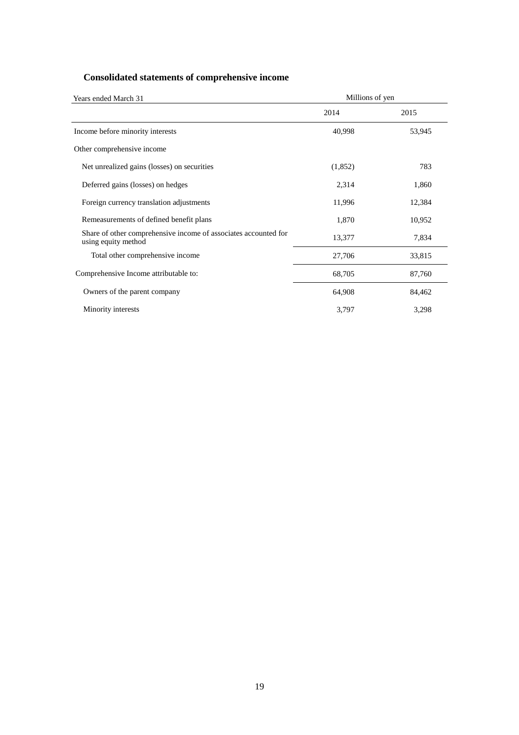## Consolidated statements of comprehensive income

| Years ended March 31 | Millions of yen | |
|---|---|---|
| | 2014 | 2015 |
| Income before minority interests | 40,998 | 53,945 |
| Other comprehensive income | | |
| Net unrealized gains (losses) on securities | (1,852) | 783 |
| Deferred gains (losses) on hedges | 2,314 | 1,860 |
| Foreign currency translation adjustments | 11,996 | 12,384 |
| Remeasurements of defined benefit plans | 1,870 | 10,952 |
| Share of other comprehensive income of associates accounted for using equity method | 13,377 | 7,834 |
| Total other comprehensive income | 27,706 | 33,815 |
| Comprehensive Income attributable to: | 68,705 | 87,760 |
| Owners of the parent company | 64,908 | 84,462 |
| Minority interests | 3,797 | 3,298 |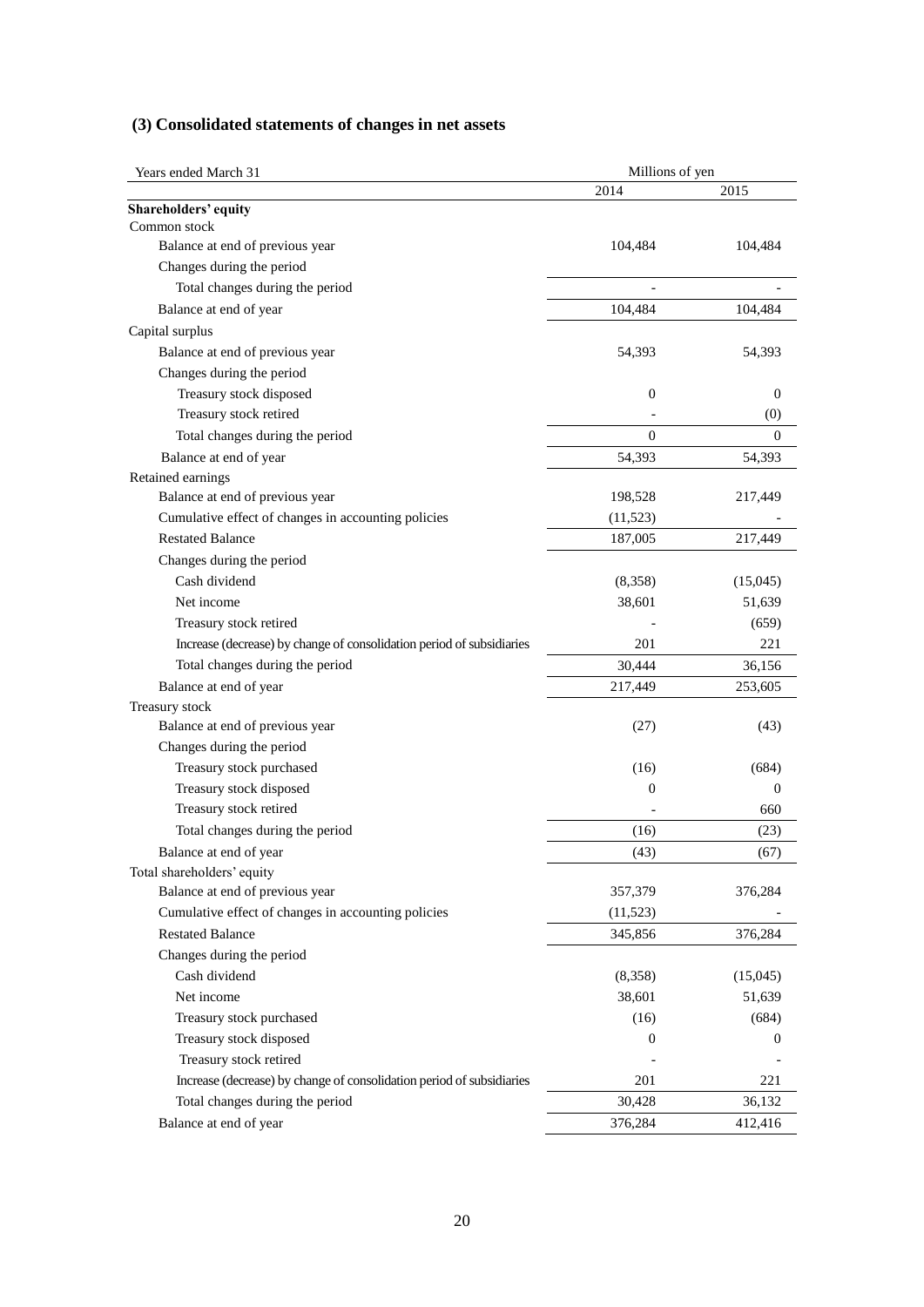### (3) Consolidated statements of changes in net assets

| Years ended March 31 | Millions of yen | |
|---|---|---|
| | 2014 | 2015 |
| **Shareholders' equity** | | |
| Common stock | | |
| Balance at end of previous year | 104,484 | 104,484 |
| Changes during the period | | |
| Total changes during the period | - | - |
| Balance at end of year | 104,484 | 104,484 |
| Capital surplus | | |
| Balance at end of previous year | 54,393 | 54,393 |
| Changes during the period | | |
| Treasury stock disposed | 0 | 0 |
| Treasury stock retired | - | (0) |
| Total changes during the period | 0 | 0 |
| Balance at end of year | 54,393 | 54,393 |
| Retained earnings | | |
| Balance at end of previous year | 198,528 | 217,449 |
| Cumulative effect of changes in accounting policies | (11,523) | - |
| Restated Balance | 187,005 | 217,449 |
| Changes during the period | | |
| Cash dividend | (8,358) | (15,045) |
| Net income | 38,601 | 51,639 |
| Treasury stock retired | - | (659) |
| Increase (decrease) by change of consolidation period of subsidiaries | 201 | 221 |
| Total changes during the period | 30,444 | 36,156 |
| Balance at end of year | 217,449 | 253,605 |
| Treasury stock | | |
| Balance at end of previous year | (27) | (43) |
| Changes during the period | | |
| Treasury stock purchased | (16) | (684) |
| Treasury stock disposed | 0 | 0 |
| Treasury stock retired | - | 660 |
| Total changes during the period | (16) | (23) |
| Balance at end of year | (43) | (67) |
| Total shareholders' equity | | |
| Balance at end of previous year | 357,379 | 376,284 |
| Cumulative effect of changes in accounting policies | (11,523) | - |
| Restated Balance | 345,856 | 376,284 |
| Changes during the period | | |
| Cash dividend | (8,358) | (15,045) |
| Net income | 38,601 | 51,639 |
| Treasury stock purchased | (16) | (684) |
| Treasury stock disposed | 0 | 0 |
| Treasury stock retired | - | - |
| Increase (decrease) by change of consolidation period of subsidiaries | 201 | 221 |
| Total changes during the period | 30,428 | 36,132 |
| Balance at end of year | 376,284 | 412,416 |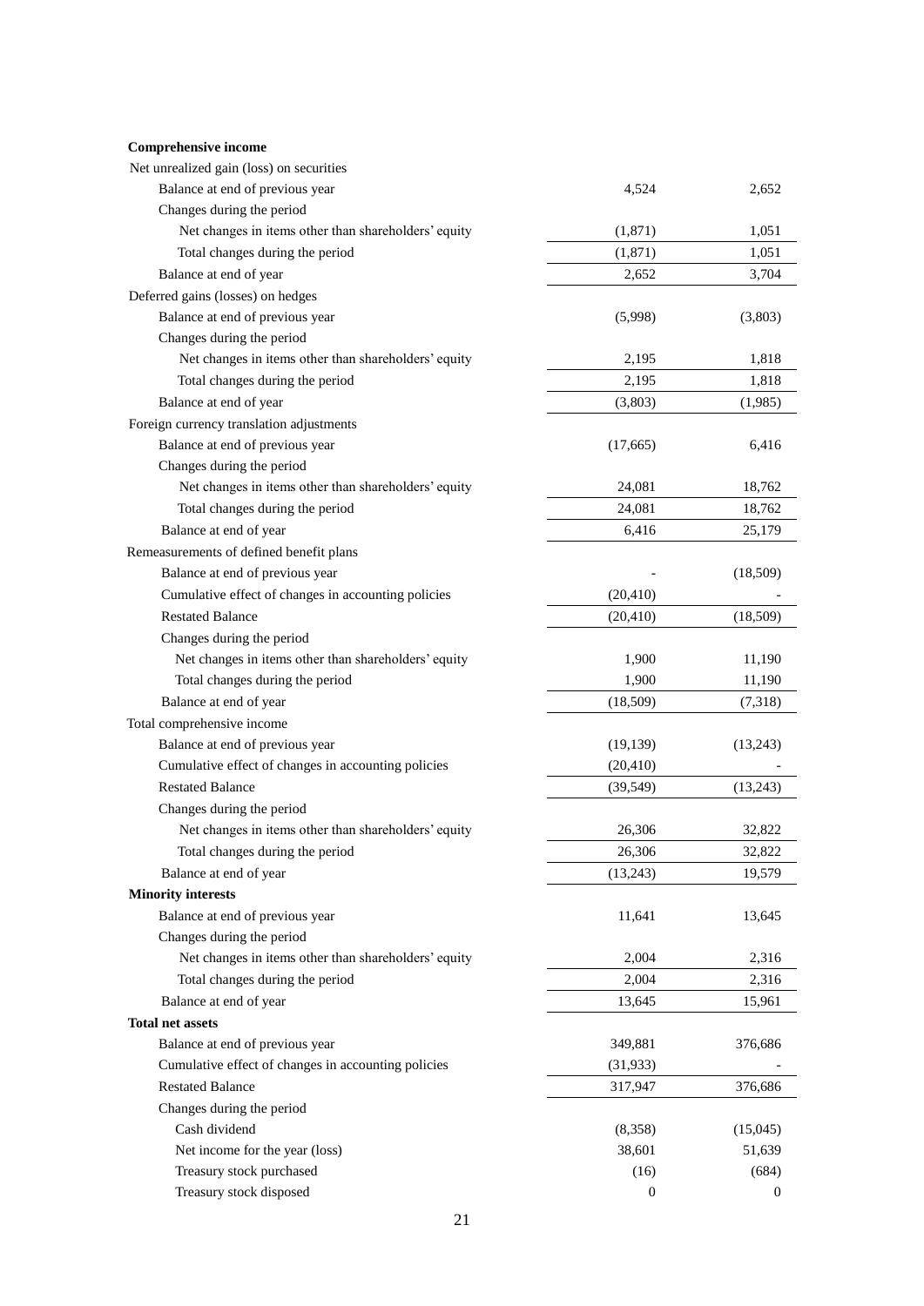| **Comprehensive income** | | |
|---|---|---|
| Net unrealized gain (loss) on securities | | |
| Balance at end of previous year | 4,524 | 2,652 |
| Changes during the period | | |
| Net changes in items other than shareholders' equity | (1,871) | 1,051 |
| Total changes during the period | (1,871) | 1,051 |
| Balance at end of year | 2,652 | 3,704 |
| Deferred gains (losses) on hedges | | |
| Balance at end of previous year | (5,998) | (3,803) |
| Changes during the period | | |
| Net changes in items other than shareholders' equity | 2,195 | 1,818 |
| Total changes during the period | 2,195 | 1,818 |
| Balance at end of year | (3,803) | (1,985) |
| Foreign currency translation adjustments | | |
| Balance at end of previous year | (17,665) | 6,416 |
| Changes during the period | | |
| Net changes in items other than shareholders' equity | 24,081 | 18,762 |
| Total changes during the period | 24,081 | 18,762 |
| Balance at end of year | 6,416 | 25,179 |
| Remeasurements of defined benefit plans | | |
| Balance at end of previous year | - | (18,509) |
| Cumulative effect of changes in accounting policies | (20,410) | - |
| Restated Balance | (20,410) | (18,509) |
| Changes during the period | | |
| Net changes in items other than shareholders' equity | 1,900 | 11,190 |
| Total changes during the period | 1,900 | 11,190 |
| Balance at end of year | (18,509) | (7,318) |
| Total comprehensive income | | |
| Balance at end of previous year | (19,139) | (13,243) |
| Cumulative effect of changes in accounting policies | (20,410) | - |
| Restated Balance | (39,549) | (13,243) |
| Changes during the period | | |
| Net changes in items other than shareholders' equity | 26,306 | 32,822 |
| Total changes during the period | 26,306 | 32,822 |
| Balance at end of year | (13,243) | 19,579 |
| **Minority interests** | | |
| Balance at end of previous year | 11,641 | 13,645 |
| Changes during the period | | |
| Net changes in items other than shareholders' equity | 2,004 | 2,316 |
| Total changes during the period | 2,004 | 2,316 |
| Balance at end of year | 13,645 | 15,961 |
| **Total net assets** | | |
| Balance at end of previous year | 349,881 | 376,686 |
| Cumulative effect of changes in accounting policies | (31,933) | - |
| Restated Balance | 317,947 | 376,686 |
| Changes during the period | | |
| Cash dividend | (8,358) | (15,045) |
| Net income for the year (loss) | 38,601 | 51,639 |
| Treasury stock purchased | (16) | (684) |
| Treasury stock disposed | 0 | 0 |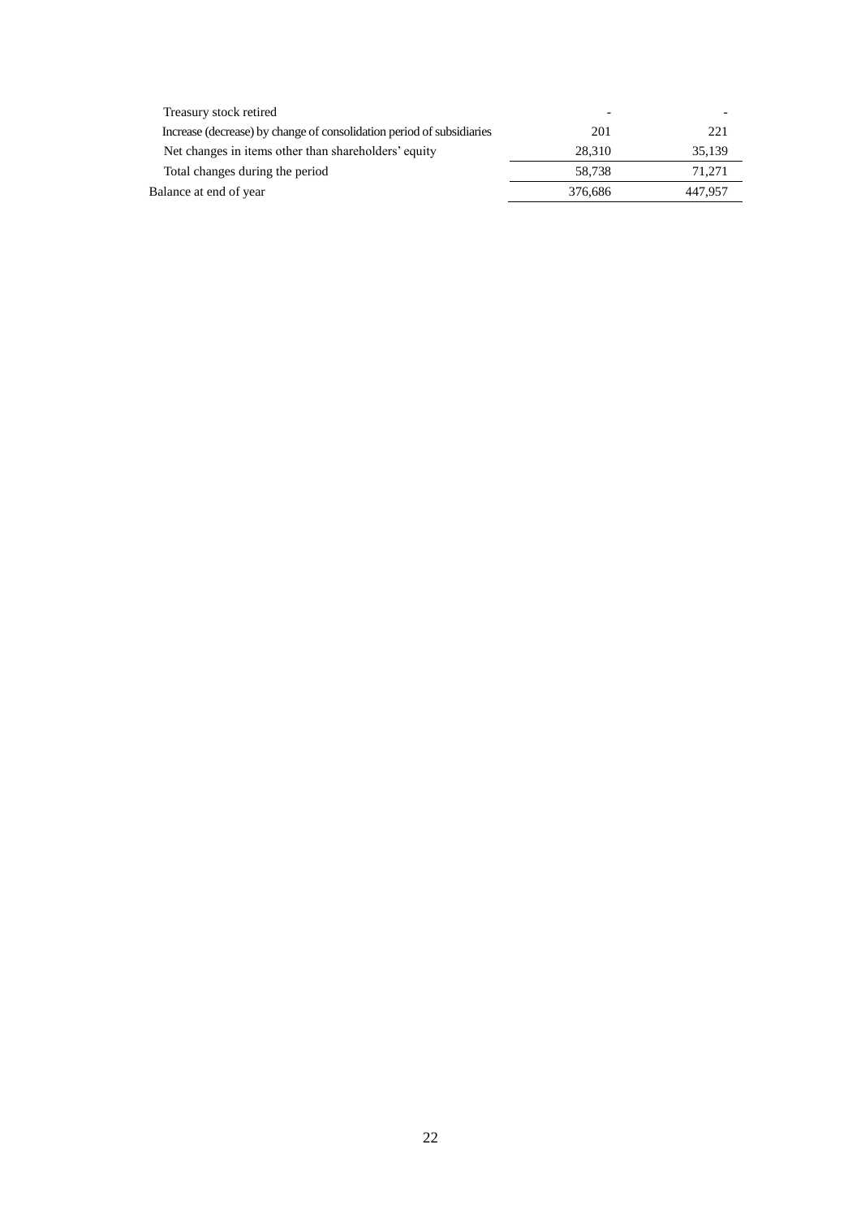| | | |
|---|---|---|
| Treasury stock retired | - | - |
| Increase (decrease) by change of consolidation period of subsidiaries | 201 | 221 |
| Net changes in items other than shareholders' equity | 28,310 | 35,139 |
| Total changes during the period | 58,738 | 71,271 |
| Balance at end of year | 376,686 | 447,957 |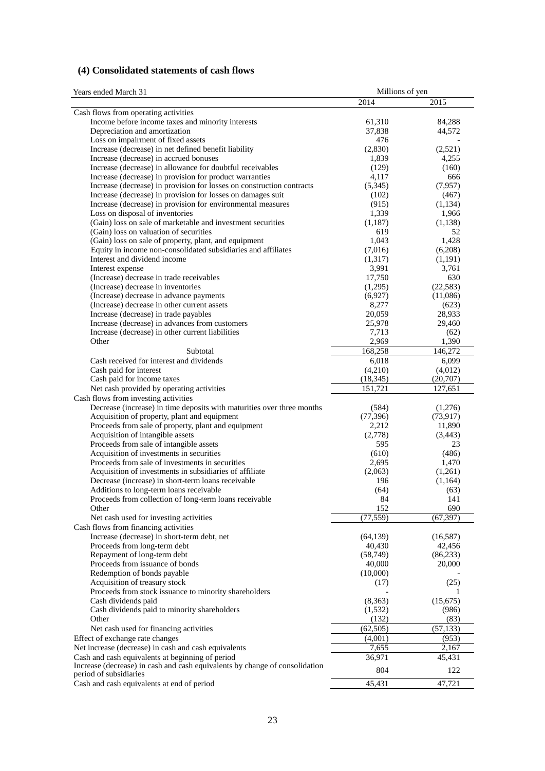## (4) Consolidated statements of cash flows

| Years ended March 31 | Millions of yen | |
|---|---|---|
| | 2014 | 2015 |
| Cash flows from operating activities | | |
| Income before income taxes and minority interests | 61,310 | 84,288 |
| Depreciation and amortization | 37,838 | 44,572 |
| Loss on impairment of fixed assets | 476 | - |
| Increase (decrease) in net defined benefit liability | (2,830) | (2,521) |
| Increase (decrease) in accrued bonuses | 1,839 | 4,255 |
| Increase (decrease) in allowance for doubtful receivables | (129) | (160) |
| Increase (decrease) in provision for product warranties | 4,117 | 666 |
| Increase (decrease) in provision for losses on construction contracts | (5,345) | (7,957) |
| Increase (decrease) in provision for losses on damages suit | (102) | (467) |
| Increase (decrease) in provision for environmental measures | (915) | (1,134) |
| Loss on disposal of inventories | 1,339 | 1,966 |
| (Gain) loss on sale of marketable and investment securities | (1,187) | (1,138) |
| (Gain) loss on valuation of securities | 619 | 52 |
| (Gain) loss on sale of property, plant, and equipment | 1,043 | 1,428 |
| Equity in income non-consolidated subsidiaries and affiliates | (7,016) | (6,208) |
| Interest and dividend income | (1,317) | (1,191) |
| Interest expense | 3,991 | 3,761 |
| (Increase) decrease in trade receivables | 17,750 | 630 |
| (Increase) decrease in inventories | (1,295) | (22,583) |
| (Increase) decrease in advance payments | (6,927) | (11,086) |
| (Increase) decrease in other current assets | 8,277 | (623) |
| Increase (decrease) in trade payables | 20,059 | 28,933 |
| Increase (decrease) in advances from customers | 25,978 | 29,460 |
| Increase (decrease) in other current liabilities | 7,713 | (62) |
| Other | 2,969 | 1,390 |
| Subtotal | 168,258 | 146,272 |
| Cash received for interest and dividends | 6,018 | 6,099 |
| Cash paid for interest | (4,210) | (4,012) |
| Cash paid for income taxes | (18,345) | (20,707) |
| Net cash provided by operating activities | 151,721 | 127,651 |
| Cash flows from investing activities | | |
| Decrease (increase) in time deposits with maturities over three months | (584) | (1,276) |
| Acquisition of property, plant and equipment | (77,396) | (73,917) |
| Proceeds from sale of property, plant and equipment | 2,212 | 11,890 |
| Acquisition of intangible assets | (2,778) | (3,443) |
| Proceeds from sale of intangible assets | 595 | 23 |
| Acquisition of investments in securities | (610) | (486) |
| Proceeds from sale of investments in securities | 2,695 | 1,470 |
| Acquisition of investments in subsidiaries of affiliate | (2,063) | (1,261) |
| Decrease (increase) in short-term loans receivable | 196 | (1,164) |
| Additions to long-term loans receivable | (64) | (63) |
| Proceeds from collection of long-term loans receivable | 84 | 141 |
| Other | 152 | 690 |
| Net cash used for investing activities | (77,559) | (67,397) |
| Cash flows from financing activities | | |
| Increase (decrease) in short-term debt, net | (64,139) | (16,587) |
| Proceeds from long-term debt | 40,430 | 42,456 |
| Repayment of long-term debt | (58,749) | (86,233) |
| Proceeds from issuance of bonds | 40,000 | 20,000 |
| Redemption of bonds payable | (10,000) | - |
| Acquisition of treasury stock | (17) | (25) |
| Proceeds from stock issuance to minority shareholders | - | 1 |
| Cash dividends paid | (8,363) | (15,675) |
| Cash dividends paid to minority shareholders | (1,532) | (986) |
| Other | (132) | (83) |
| Net cash used for financing activities | (62,505) | (57,133) |
| Effect of exchange rate changes | (4,001) | (953) |
| Net increase (decrease) in cash and cash equivalents | 7,655 | 2,167 |
| Cash and cash equivalents at beginning of period | 36,971 | 45,431 |
| Increase (decrease) in cash and cash equivalents by change of consolidation period of subsidiaries | 804 | 122 |
| Cash and cash equivalents at end of period | 45,431 | 47,721 |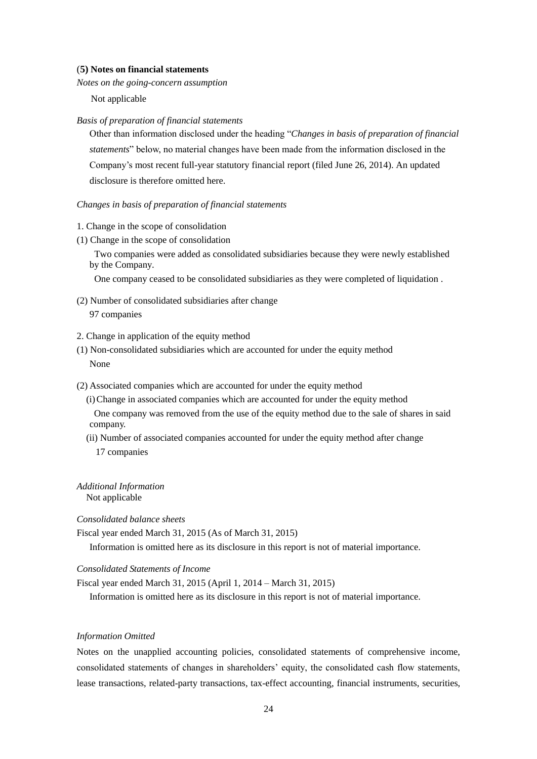## (5) Notes on financial statements

*Notes on the going-concern assumption*

Not applicable

*Basis of preparation of financial statements*

Other than information disclosed under the heading "*Changes in basis of preparation of financial statements*" below, no material changes have been made from the information disclosed in the Company's most recent full-year statutory financial report (filed June 26, 2014). An updated disclosure is therefore omitted here.

*Changes in basis of preparation of financial statements*

1. Change in the scope of consolidation

(1) Change in the scope of consolidation

Two companies were added as consolidated subsidiaries because they were newly established by the Company.

One company ceased to be consolidated subsidiaries as they were completed of liquidation .

(2) Number of consolidated subsidiaries after change

97 companies

2. Change in application of the equity method

(1) Non-consolidated subsidiaries which are accounted for under the equity method

None

(2) Associated companies which are accounted for under the equity method

(i) Change in associated companies which are accounted for under the equity method

One company was removed from the use of the equity method due to the sale of shares in said company.

(ii) Number of associated companies accounted for under the equity method after change

17 companies

*Additional Information*

Not applicable

*Consolidated balance sheets*

Fiscal year ended March 31, 2015 (As of March 31, 2015)

Information is omitted here as its disclosure in this report is not of material importance.

*Consolidated Statements of Income*

Fiscal year ended March 31, 2015 (April 1, 2014 – March 31, 2015)

Information is omitted here as its disclosure in this report is not of material importance.

*Information Omitted*

Notes on the unapplied accounting policies, consolidated statements of comprehensive income, consolidated statements of changes in shareholders' equity, the consolidated cash flow statements, lease transactions, related-party transactions, tax-effect accounting, financial instruments, securities,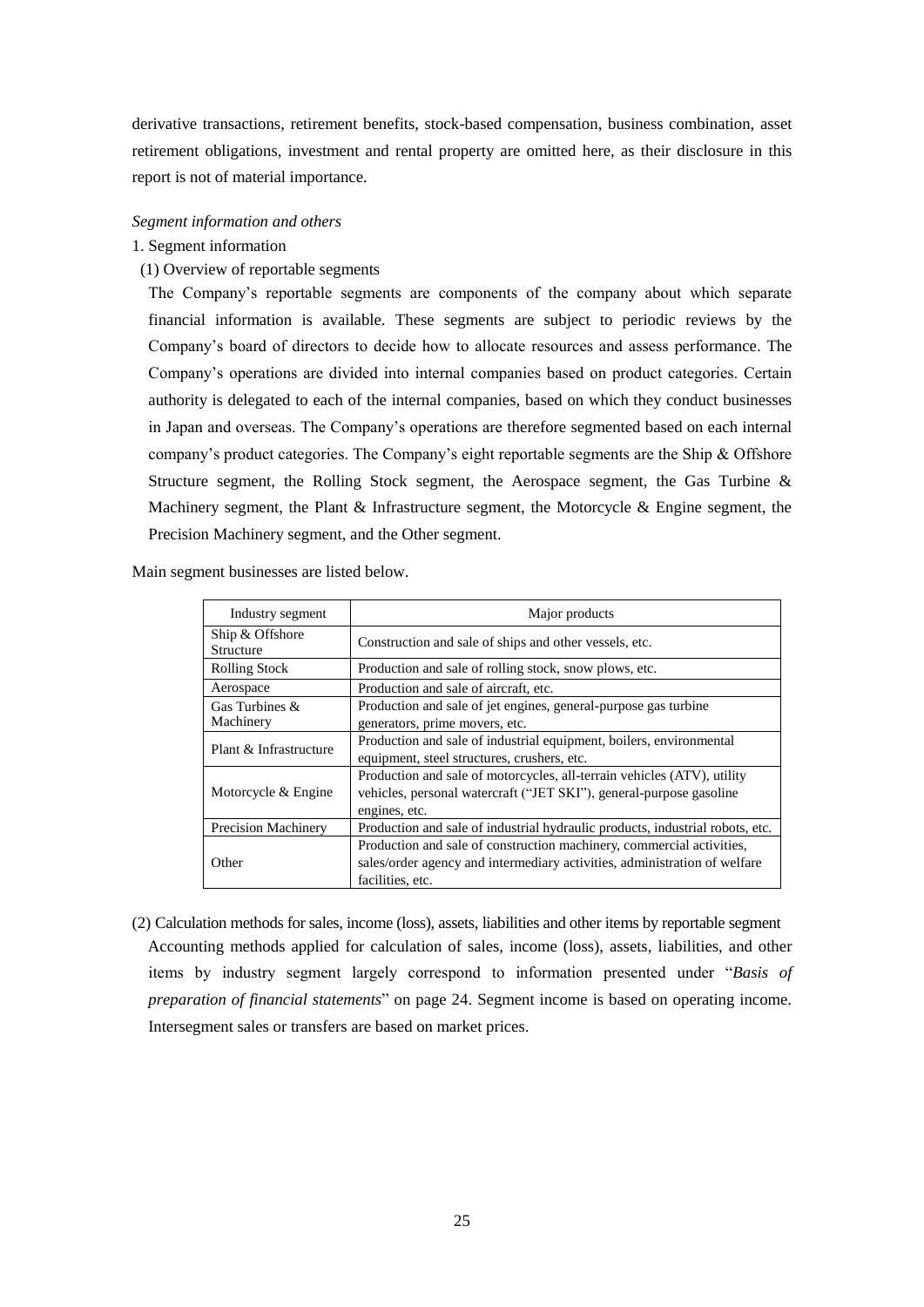derivative transactions, retirement benefits, stock-based compensation, business combination, asset retirement obligations, investment and rental property are omitted here, as their disclosure in this report is not of material importance.

*Segment information and others*

1. Segment information

(1) Overview of reportable segments

The Company's reportable segments are components of the company about which separate financial information is available. These segments are subject to periodic reviews by the Company's board of directors to decide how to allocate resources and assess performance. The Company's operations are divided into internal companies based on product categories. Certain authority is delegated to each of the internal companies, based on which they conduct businesses in Japan and overseas. The Company's operations are therefore segmented based on each internal company's product categories. The Company's eight reportable segments are the Ship & Offshore Structure segment, the Rolling Stock segment, the Aerospace segment, the Gas Turbine & Machinery segment, the Plant & Infrastructure segment, the Motorcycle & Engine segment, the Precision Machinery segment, and the Other segment.

Main segment businesses are listed below.

| Industry segment | Major products |
|---|---|
| Ship & Offshore Structure | Construction and sale of ships and other vessels, etc. |
| Rolling Stock | Production and sale of rolling stock, snow plows, etc. |
| Aerospace | Production and sale of aircraft, etc. |
| Gas Turbines & Machinery | Production and sale of jet engines, general-purpose gas turbine generators, prime movers, etc. |
| Plant & Infrastructure | Production and sale of industrial equipment, boilers, environmental equipment, steel structures, crushers, etc. |
| Motorcycle & Engine | Production and sale of motorcycles, all-terrain vehicles (ATV), utility vehicles, personal watercraft ("JET SKI"), general-purpose gasoline engines, etc. |
| Precision Machinery | Production and sale of industrial hydraulic products, industrial robots, etc. |
| Other | Production and sale of construction machinery, commercial activities, sales/order agency and intermediary activities, administration of welfare facilities, etc. |

(2) Calculation methods for sales, income (loss), assets, liabilities and other items by reportable segment

Accounting methods applied for calculation of sales, income (loss), assets, liabilities, and other items by industry segment largely correspond to information presented under "*Basis of preparation of financial statements*" on page 24. Segment income is based on operating income. Intersegment sales or transfers are based on market prices.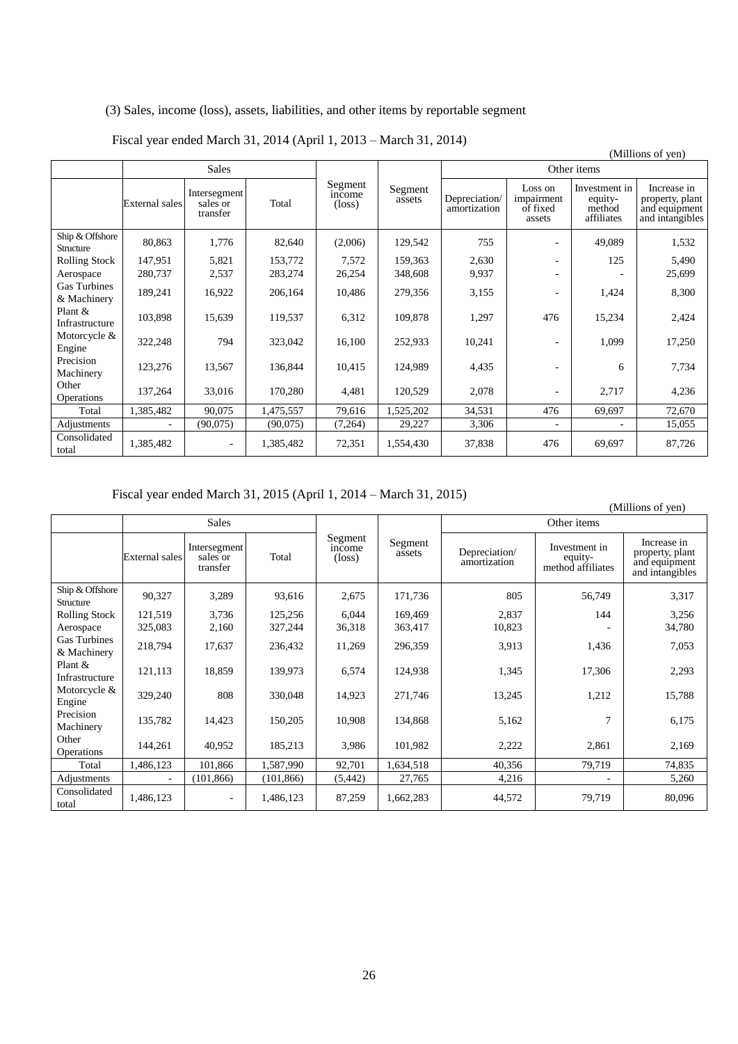(3) Sales, income (loss), assets, liabilities, and other items by reportable segment

Fiscal year ended March 31, 2014 (April 1, 2013 – March 31, 2014)

(Millions of yen)

| | Sales | | | Segment income (loss) | Segment assets | Other items | | | |
|---|---|---|---|---|---|---|---|---|---|
| | External sales | Intersegment sales or transfer | Total | | | Depreciation/ amortization | Loss on impairment of fixed assets | Investment in equity-method affiliates | Increase in property, plant and equipment and intangibles |
| Ship & Offshore Structure | 80,863 | 1,776 | 82,640 | (2,006) | 129,542 | 755 | - | 49,089 | 1,532 |
| Rolling Stock | 147,951 | 5,821 | 153,772 | 7,572 | 159,363 | 2,630 | - | 125 | 5,490 |
| Aerospace | 280,737 | 2,537 | 283,274 | 26,254 | 348,608 | 9,937 | - | - | 25,699 |
| Gas Turbines & Machinery | 189,241 | 16,922 | 206,164 | 10,486 | 279,356 | 3,155 | - | 1,424 | 8,300 |
| Plant & Infrastructure | 103,898 | 15,639 | 119,537 | 6,312 | 109,878 | 1,297 | 476 | 15,234 | 2,424 |
| Motorcycle & Engine | 322,248 | 794 | 323,042 | 16,100 | 252,933 | 10,241 | - | 1,099 | 17,250 |
| Precision Machinery | 123,276 | 13,567 | 136,844 | 10,415 | 124,989 | 4,435 | - | 6 | 7,734 |
| Other Operations | 137,264 | 33,016 | 170,280 | 4,481 | 120,529 | 2,078 | - | 2,717 | 4,236 |
| Total | 1,385,482 | 90,075 | 1,475,557 | 79,616 | 1,525,202 | 34,531 | 476 | 69,697 | 72,670 |
| Adjustments | - | (90,075) | (90,075) | (7,264) | 29,227 | 3,306 | - | - | 15,055 |
| Consolidated total | 1,385,482 | - | 1,385,482 | 72,351 | 1,554,430 | 37,838 | 476 | 69,697 | 87,726 |

Fiscal year ended March 31, 2015 (April 1, 2014 – March 31, 2015)

(Millions of yen)

| | Sales | | | Segment income (loss) | Segment assets | Other items | | |
|---|---|---|---|---|---|---|---|---|
| | External sales | Intersegment sales or transfer | Total | | | Depreciation/ amortization | Investment in equity-method affiliates | Increase in property, plant and equipment and intangibles |
| Ship & Offshore Structure | 90,327 | 3,289 | 93,616 | 2,675 | 171,736 | 805 | 56,749 | 3,317 |
| Rolling Stock | 121,519 | 3,736 | 125,256 | 6,044 | 169,469 | 2,837 | 144 | 3,256 |
| Aerospace | 325,083 | 2,160 | 327,244 | 36,318 | 363,417 | 10,823 | - | 34,780 |
| Gas Turbines & Machinery | 218,794 | 17,637 | 236,432 | 11,269 | 296,359 | 3,913 | 1,436 | 7,053 |
| Plant & Infrastructure | 121,113 | 18,859 | 139,973 | 6,574 | 124,938 | 1,345 | 17,306 | 2,293 |
| Motorcycle & Engine | 329,240 | 808 | 330,048 | 14,923 | 271,746 | 13,245 | 1,212 | 15,788 |
| Precision Machinery | 135,782 | 14,423 | 150,205 | 10,908 | 134,868 | 5,162 | 7 | 6,175 |
| Other Operations | 144,261 | 40,952 | 185,213 | 3,986 | 101,982 | 2,222 | 2,861 | 2,169 |
| Total | 1,486,123 | 101,866 | 1,587,990 | 92,701 | 1,634,518 | 40,356 | 79,719 | 74,835 |
| Adjustments | - | (101,866) | (101,866) | (5,442) | 27,765 | 4,216 | - | 5,260 |
| Consolidated total | 1,486,123 | - | 1,486,123 | 87,259 | 1,662,283 | 44,572 | 79,719 | 80,096 |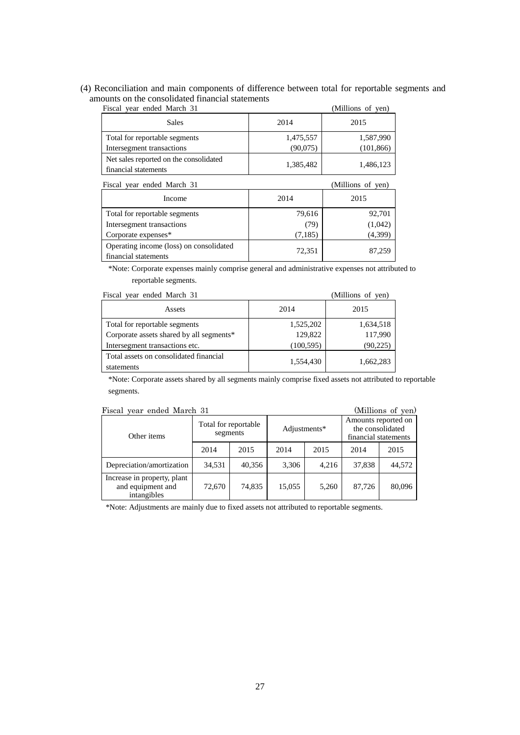(4) Reconciliation and main components of difference between total for reportable segments and amounts on the consolidated financial statements

Fiscal year ended March 31 (Millions of yen)

| Sales | 2014 | 2015 |
|---|---|---|
| Total for reportable segments | 1,475,557 | 1,587,990 |
| Intersegment transactions | (90,075) | (101,866) |
| Net sales reported on the consolidated financial statements | 1,385,482 | 1,486,123 |

Fiscal year ended March 31 (Millions of yen)

| Income | 2014 | 2015 |
|---|---|---|
| Total for reportable segments | 79,616 | 92,701 |
| Intersegment transactions | (79) | (1,042) |
| Corporate expenses* | (7,185) | (4,399) |
| Operating income (loss) on consolidated financial statements | 72,351 | 87,259 |

*Note: Corporate expenses mainly comprise general and administrative expenses not attributed to reportable segments.

Fiscal year ended March 31 (Millions of yen)

| Assets | 2014 | 2015 |
|---|---|---|
| Total for reportable segments | 1,525,202 | 1,634,518 |
| Corporate assets shared by all segments* | 129,822 | 117,990 |
| Intersegment transactions etc. | (100,595) | (90,225) |
| Total assets on consolidated financial statements | 1,554,430 | 1,662,283 |

*Note: Corporate assets shared by all segments mainly comprise fixed assets not attributed to reportable segments.

Fiscal year ended March 31 (Millions of yen)

| Other items | Total for reportable segments | | Adjustments* | | Amounts reported on the consolidated financial statements | |
|---|---|---|---|---|---|---|
| | 2014 | 2015 | 2014 | 2015 | 2014 | 2015 |
| Depreciation/amortization | 34,531 | 40,356 | 3,306 | 4,216 | 37,838 | 44,572 |
| Increase in property, plant and equipment and intangibles | 72,670 | 74,835 | 15,055 | 5,260 | 87,726 | 80,096 |

*Note: Adjustments are mainly due to fixed assets not attributed to reportable segments.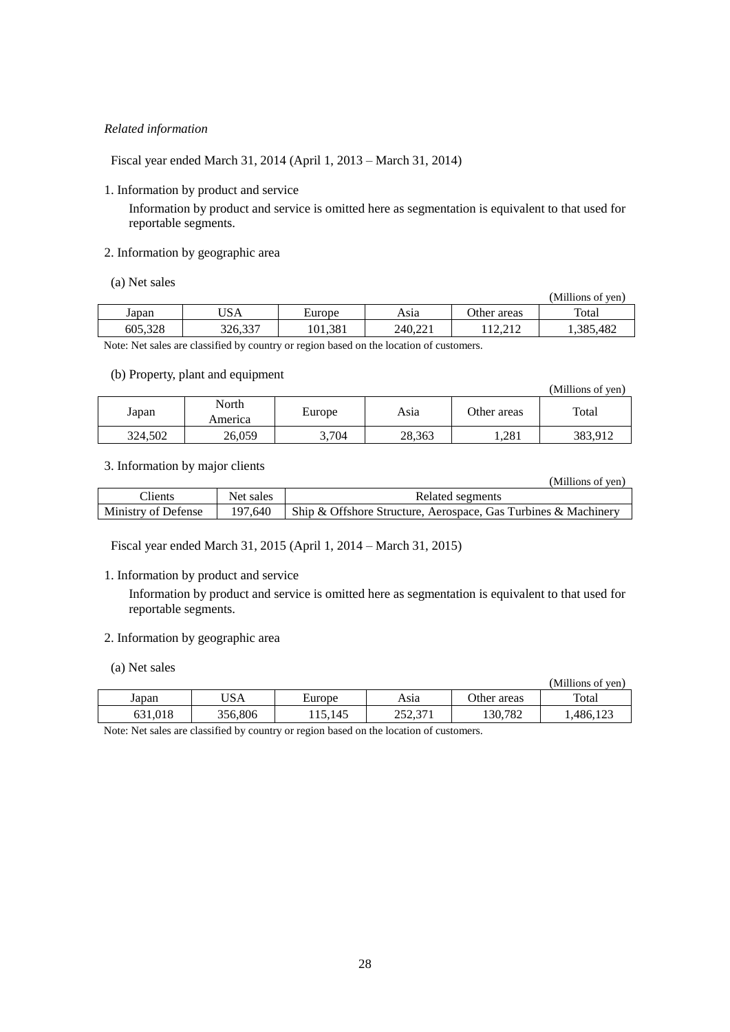*Related information*

Fiscal year ended March 31, 2014 (April 1, 2013 – March 31, 2014)

1. Information by product and service

Information by product and service is omitted here as segmentation is equivalent to that used for reportable segments.

2. Information by geographic area

(a) Net sales

(Millions of yen)

| Japan | USA | Europe | Asia | Other areas | Total |
|---|---|---|---|---|---|
| 605,328 | 326,337 | 101,381 | 240,221 | 112,212 | 1,385,482 |

Note: Net sales are classified by country or region based on the location of customers.

(b) Property, plant and equipment

(Millions of yen)

| Japan | North America | Europe | Asia | Other areas | Total |
|---|---|---|---|---|---|
| 324,502 | 26,059 | 3,704 | 28,363 | 1,281 | 383,912 |

3. Information by major clients

(Millions of yen)

| Clients | Net sales | Related segments |
|---|---|---|
| Ministry of Defense | 197,640 | Ship & Offshore Structure, Aerospace, Gas Turbines & Machinery |

Fiscal year ended March 31, 2015 (April 1, 2014 – March 31, 2015)

1. Information by product and service

Information by product and service is omitted here as segmentation is equivalent to that used for reportable segments.

2. Information by geographic area

(a) Net sales

(Millions of yen)

| Japan | USA | Europe | Asia | Other areas | Total |
|---|---|---|---|---|---|
| 631,018 | 356,806 | 115,145 | 252,371 | 130,782 | 1,486,123 |

Note: Net sales are classified by country or region based on the location of customers.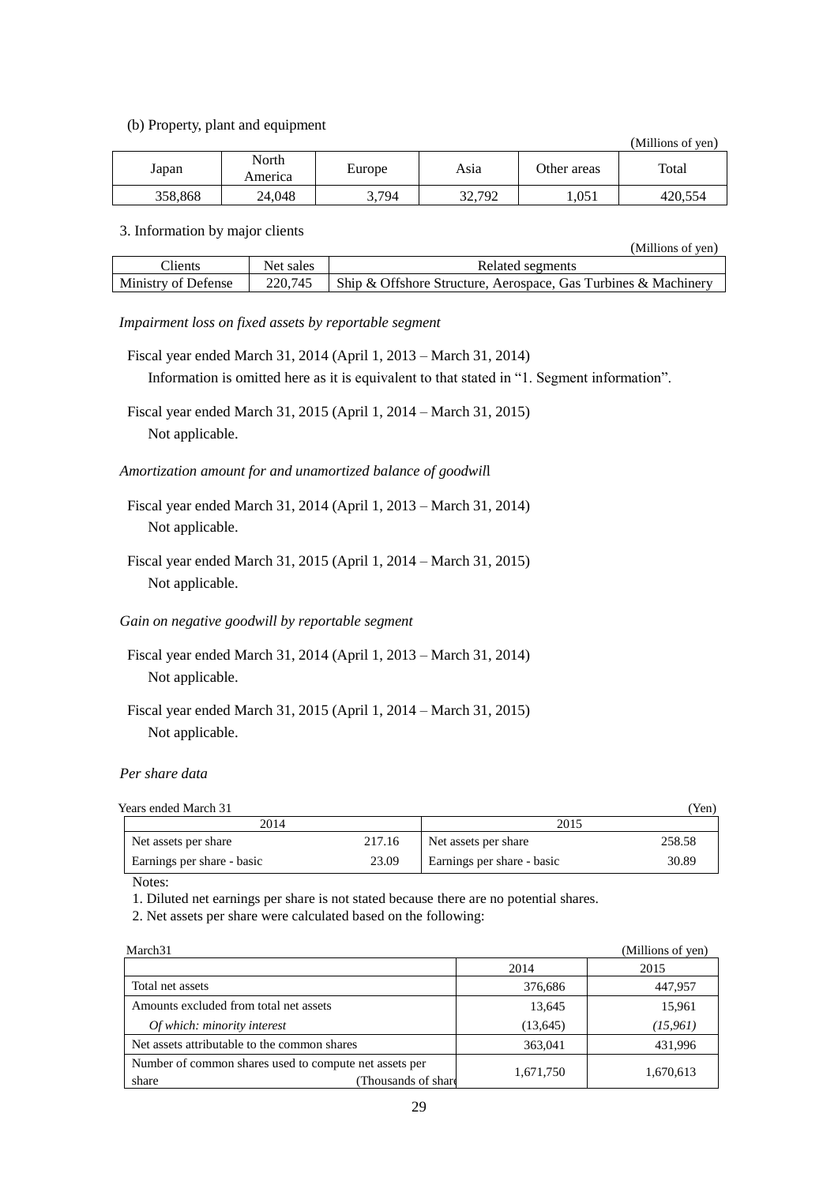(b) Property, plant and equipment

(Millions of yen)

| Japan | North America | Europe | Asia | Other areas | Total |
|---|---|---|---|---|---|
| 358,868 | 24,048 | 3,794 | 32,792 | 1,051 | 420,554 |

3. Information by major clients

(Millions of yen)

| Clients | Net sales | Related segments |
|---|---|---|
| Ministry of Defense | 220,745 | Ship & Offshore Structure, Aerospace, Gas Turbines & Machinery |

*Impairment loss on fixed assets by reportable segment*

Fiscal year ended March 31, 2014 (April 1, 2013 – March 31, 2014)

Information is omitted here as it is equivalent to that stated in "1. Segment information".

Fiscal year ended March 31, 2015 (April 1, 2014 – March 31, 2015)

Not applicable.

*Amortization amount for and unamortized balance of goodwill*

Fiscal year ended March 31, 2014 (April 1, 2013 – March 31, 2014)

Not applicable.

Fiscal year ended March 31, 2015 (April 1, 2014 – March 31, 2015)

Not applicable.

*Gain on negative goodwill by reportable segment*

Fiscal year ended March 31, 2014 (April 1, 2013 – March 31, 2014)

Not applicable.

Fiscal year ended March 31, 2015 (April 1, 2014 – March 31, 2015)

Not applicable.

*Per share data*

Years ended March 31 (Yen)

| 2014 | | 2015 | |
|---|---|---|---|
| Net assets per share | 217.16 | Net assets per share | 258.58 |
| Earnings per share - basic | 23.09 | Earnings per share - basic | 30.89 |

Notes:

1. Diluted net earnings per share is not stated because there are no potential shares.
2. Net assets per share were calculated based on the following:

March31 (Millions of yen)

| | 2014 | 2015 |
|---|---|---|
| Total net assets | 376,686 | 447,957 |
| Amounts excluded from total net assets | 13,645 | 15,961 |
| *Of which: minority interest* | (13,645) | *(15,961)* |
| Net assets attributable to the common shares | 363,041 | 431,996 |
| Number of common shares used to compute net assets per share (Thousands of shares) | 1,671,750 | 1,670,613 |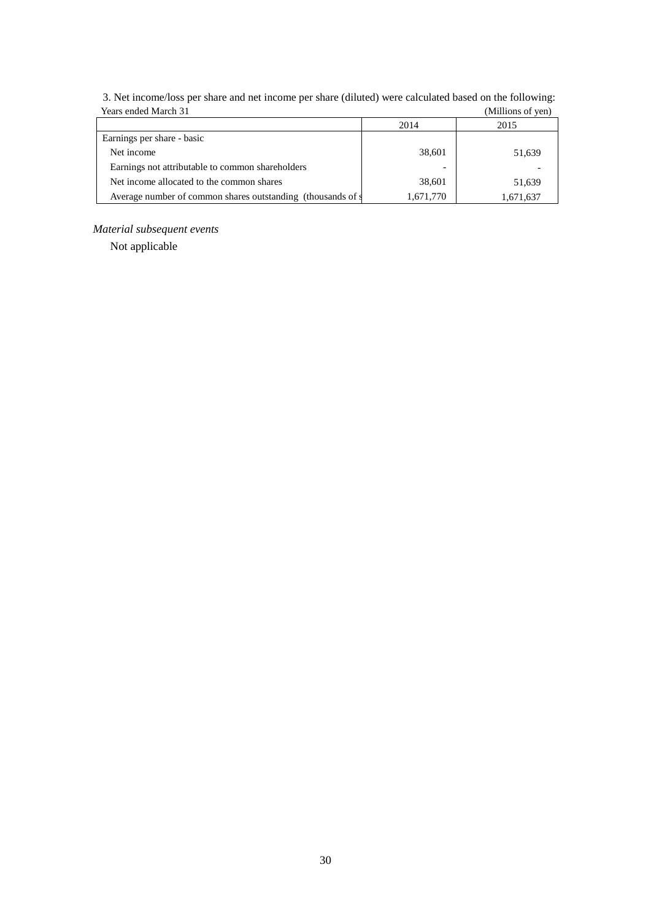3. Net income/loss per share and net income per share (diluted) were calculated based on the following:

Years ended March 31 (Millions of yen)

| | 2014 | 2015 |
|---|---|---|
| Earnings per share - basic | | |
| Net income | 38,601 | 51,639 |
| Earnings not attributable to common shareholders | - | - |
| Net income allocated to the common shares | 38,601 | 51,639 |
| Average number of common shares outstanding (thousands of s | 1,671,770 | 1,671,637 |

*Material subsequent events*

Not applicable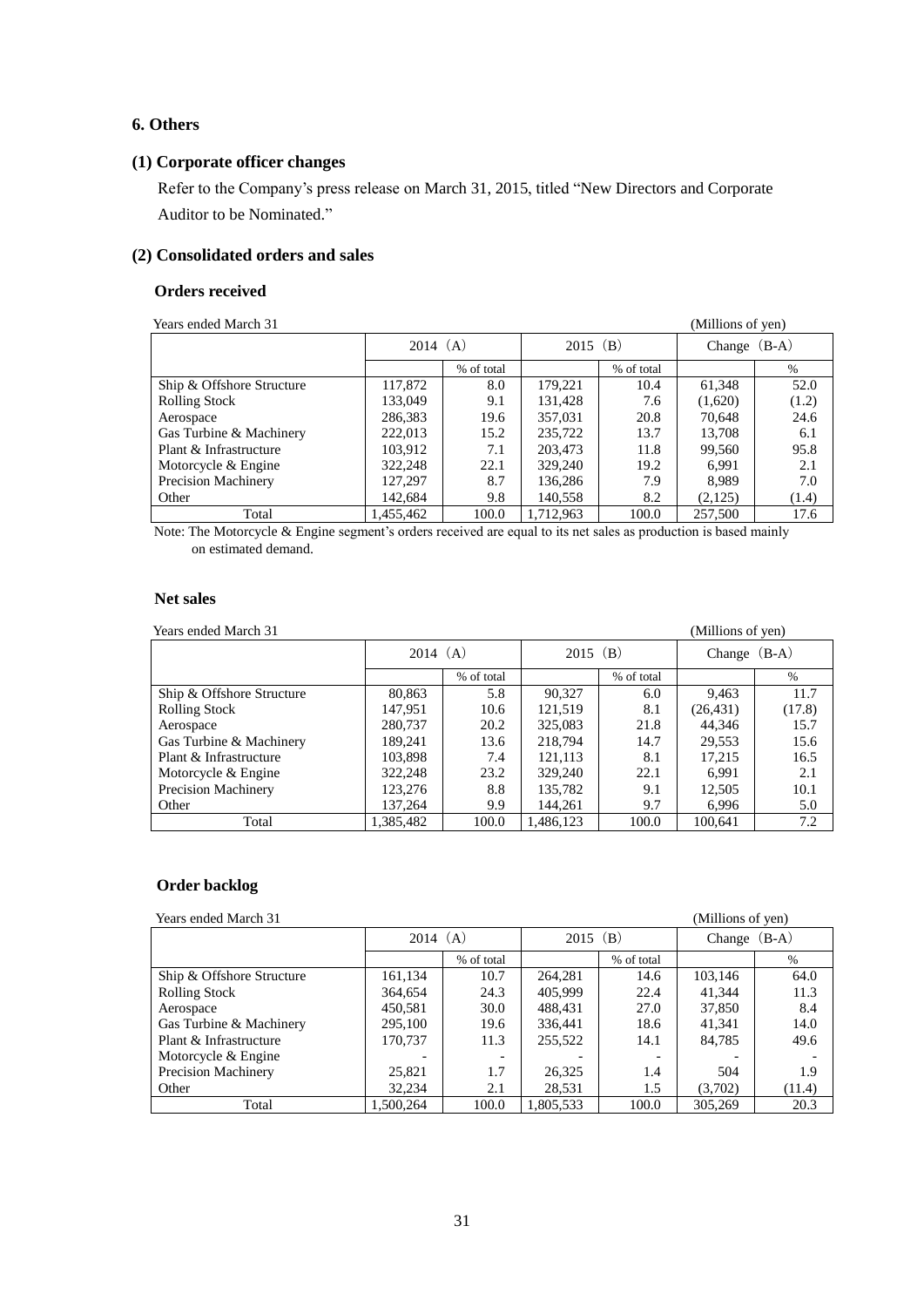## 6. Others

### (1) Corporate officer changes

Refer to the Company's press release on March 31, 2015, titled "New Directors and Corporate Auditor to be Nominated."

### (2) Consolidated orders and sales

#### Orders received

Years ended March 31 (Millions of yen)

| | 2014 (A) | | 2015 (B) | | Change (B-A) | |
|---|---|---|---|---|---|---|
| | | % of total | | % of total | | % |
| Ship & Offshore Structure | 117,872 | 8.0 | 179,221 | 10.4 | 61,348 | 52.0 |
| Rolling Stock | 133,049 | 9.1 | 131,428 | 7.6 | (1,620) | (1.2) |
| Aerospace | 286,383 | 19.6 | 357,031 | 20.8 | 70,648 | 24.6 |
| Gas Turbine & Machinery | 222,013 | 15.2 | 235,722 | 13.7 | 13,708 | 6.1 |
| Plant & Infrastructure | 103,912 | 7.1 | 203,473 | 11.8 | 99,560 | 95.8 |
| Motorcycle & Engine | 322,248 | 22.1 | 329,240 | 19.2 | 6,991 | 2.1 |
| Precision Machinery | 127,297 | 8.7 | 136,286 | 7.9 | 8,989 | 7.0 |
| Other | 142,684 | 9.8 | 140,558 | 8.2 | (2,125) | (1.4) |
| Total | 1,455,462 | 100.0 | 1,712,963 | 100.0 | 257,500 | 17.6 |

Note: The Motorcycle & Engine segment's orders received are equal to its net sales as production is based mainly on estimated demand.

#### Net sales

Years ended March 31 (Millions of yen)

| | 2014 (A) | | 2015 (B) | | Change (B-A) | |
|---|---|---|---|---|---|---|
| | | % of total | | % of total | | % |
| Ship & Offshore Structure | 80,863 | 5.8 | 90,327 | 6.0 | 9,463 | 11.7 |
| Rolling Stock | 147,951 | 10.6 | 121,519 | 8.1 | (26,431) | (17.8) |
| Aerospace | 280,737 | 20.2 | 325,083 | 21.8 | 44,346 | 15.7 |
| Gas Turbine & Machinery | 189,241 | 13.6 | 218,794 | 14.7 | 29,553 | 15.6 |
| Plant & Infrastructure | 103,898 | 7.4 | 121,113 | 8.1 | 17,215 | 16.5 |
| Motorcycle & Engine | 322,248 | 23.2 | 329,240 | 22.1 | 6,991 | 2.1 |
| Precision Machinery | 123,276 | 8.8 | 135,782 | 9.1 | 12,505 | 10.1 |
| Other | 137,264 | 9.9 | 144,261 | 9.7 | 6,996 | 5.0 |
| Total | 1,385,482 | 100.0 | 1,486,123 | 100.0 | 100,641 | 7.2 |

#### Order backlog

Years ended March 31 (Millions of yen)

| | 2014 (A) | | 2015 (B) | | Change (B-A) | |
|---|---|---|---|---|---|---|
| | | % of total | | % of total | | % |
| Ship & Offshore Structure | 161,134 | 10.7 | 264,281 | 14.6 | 103,146 | 64.0 |
| Rolling Stock | 364,654 | 24.3 | 405,999 | 22.4 | 41,344 | 11.3 |
| Aerospace | 450,581 | 30.0 | 488,431 | 27.0 | 37,850 | 8.4 |
| Gas Turbine & Machinery | 295,100 | 19.6 | 336,441 | 18.6 | 41,341 | 14.0 |
| Plant & Infrastructure | 170,737 | 11.3 | 255,522 | 14.1 | 84,785 | 49.6 |
| Motorcycle & Engine | - | - | - | - | - | - |
| Precision Machinery | 25,821 | 1.7 | 26,325 | 1.4 | 504 | 1.9 |
| Other | 32,234 | 2.1 | 28,531 | 1.5 | (3,702) | (11.4) |
| Total | 1,500,264 | 100.0 | 1,805,533 | 100.0 | 305,269 | 20.3 |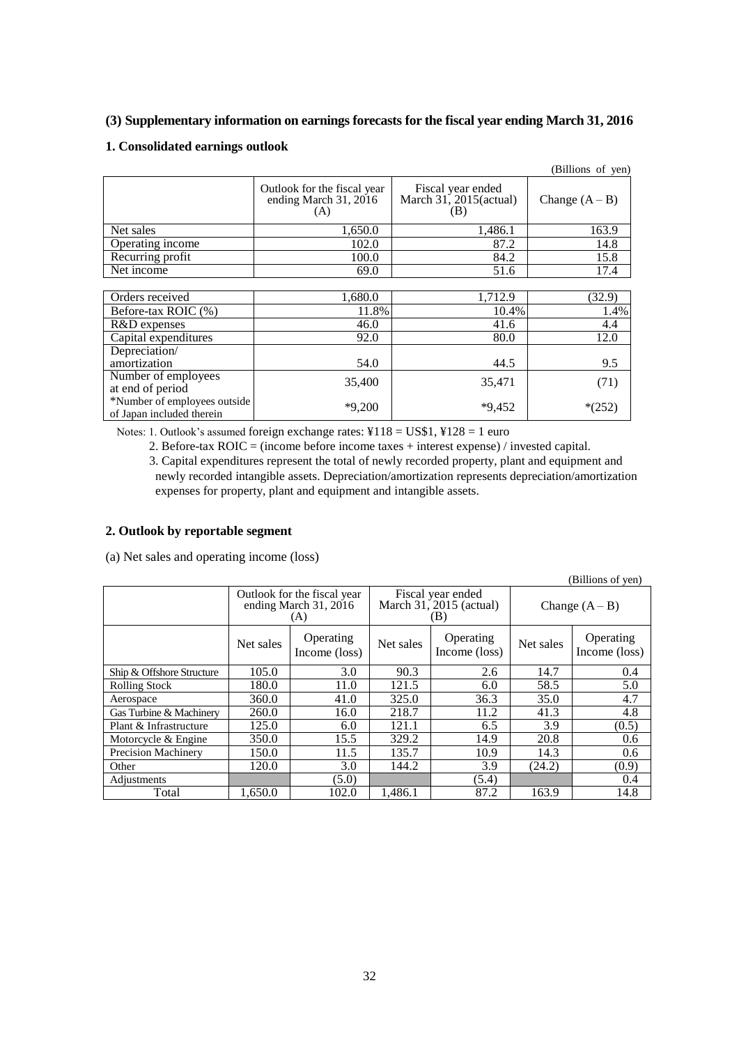### (3) Supplementary information on earnings forecasts for the fiscal year ending March 31, 2016

#### 1. Consolidated earnings outlook

(Billions of yen)

| | Outlook for the fiscal year ending March 31, 2016 (A) | Fiscal year ended March 31, 2015(actual) (B) | Change (A – B) |
|---|---|---|---|
| Net sales | 1,650.0 | 1,486.1 | 163.9 |
| Operating income | 102.0 | 87.2 | 14.8 |
| Recurring profit | 100.0 | 84.2 | 15.8 |
| Net income | 69.0 | 51.6 | 17.4 |

| | | | |
|---|---|---|---|
| Orders received | 1,680.0 | 1,712.9 | (32.9) |
| Before-tax ROIC (%) | 11.8% | 10.4% | 1.4% |
| R&D expenses | 46.0 | 41.6 | 4.4 |
| Capital expenditures | 92.0 | 80.0 | 12.0 |
| Depreciation/ amortization | 54.0 | 44.5 | 9.5 |
| Number of employees at end of period | 35,400 | 35,471 | (71) |
| *Number of employees outside of Japan included therein | *9,200 | *9,452 | *(252) |

Notes: 1. Outlook's assumed foreign exchange rates: ¥118 = US$1, ¥128 = 1 euro

2. Before-tax ROIC = (income before income taxes + interest expense) / invested capital.

3. Capital expenditures represent the total of newly recorded property, plant and equipment and newly recorded intangible assets. Depreciation/amortization represents depreciation/amortization expenses for property, plant and equipment and intangible assets.

#### 2. Outlook by reportable segment

(a) Net sales and operating income (loss)

(Billions of yen)

| | Outlook for the fiscal year ending March 31, 2016 (A) | | Fiscal year ended March 31, 2015 (actual) (B) | | Change (A – B) | |
|---|---|---|---|---|---|---|
| | Net sales | Operating Income (loss) | Net sales | Operating Income (loss) | Net sales | Operating Income (loss) |
| Ship & Offshore Structure | 105.0 | 3.0 | 90.3 | 2.6 | 14.7 | 0.4 |
| Rolling Stock | 180.0 | 11.0 | 121.5 | 6.0 | 58.5 | 5.0 |
| Aerospace | 360.0 | 41.0 | 325.0 | 36.3 | 35.0 | 4.7 |
| Gas Turbine & Machinery | 260.0 | 16.0 | 218.7 | 11.2 | 41.3 | 4.8 |
| Plant & Infrastructure | 125.0 | 6.0 | 121.1 | 6.5 | 3.9 | (0.5) |
| Motorcycle & Engine | 350.0 | 15.5 | 329.2 | 14.9 | 20.8 | 0.6 |
| Precision Machinery | 150.0 | 11.5 | 135.7 | 10.9 | 14.3 | 0.6 |
| Other | 120.0 | 3.0 | 144.2 | 3.9 | (24.2) | (0.9) |
| Adjustments | | (5.0) | | (5.4) | | 0.4 |
| Total | 1,650.0 | 102.0 | 1,486.1 | 87.2 | 163.9 | 14.8 |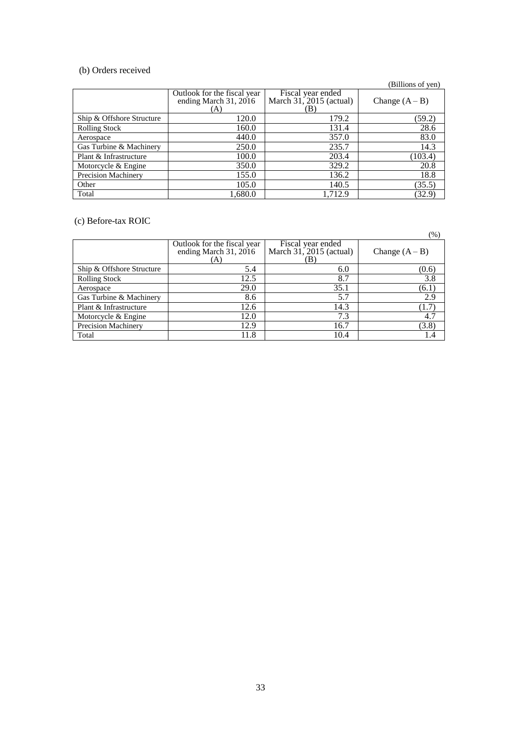(b) Orders received

(Billions of yen)

| | Outlook for the fiscal year ending March 31, 2016 (A) | Fiscal year ended March 31, 2015 (actual) (B) | Change (A – B) |
|---|---|---|---|
| Ship & Offshore Structure | 120.0 | 179.2 | (59.2) |
| Rolling Stock | 160.0 | 131.4 | 28.6 |
| Aerospace | 440.0 | 357.0 | 83.0 |
| Gas Turbine & Machinery | 250.0 | 235.7 | 14.3 |
| Plant & Infrastructure | 100.0 | 203.4 | (103.4) |
| Motorcycle & Engine | 350.0 | 329.2 | 20.8 |
| Precision Machinery | 155.0 | 136.2 | 18.8 |
| Other | 105.0 | 140.5 | (35.5) |
| Total | 1,680.0 | 1,712.9 | (32.9) |

(c) Before-tax ROIC

(%)

| | Outlook for the fiscal year ending March 31, 2016 (A) | Fiscal year ended March 31, 2015 (actual) (B) | Change (A – B) |
|---|---|---|---|
| Ship & Offshore Structure | 5.4 | 6.0 | (0.6) |
| Rolling Stock | 12.5 | 8.7 | 3.8 |
| Aerospace | 29.0 | 35.1 | (6.1) |
| Gas Turbine & Machinery | 8.6 | 5.7 | 2.9 |
| Plant & Infrastructure | 12.6 | 14.3 | (1.7) |
| Motorcycle & Engine | 12.0 | 7.3 | 4.7 |
| Precision Machinery | 12.9 | 16.7 | (3.8) |
| Total | 11.8 | 10.4 | 1.4 |